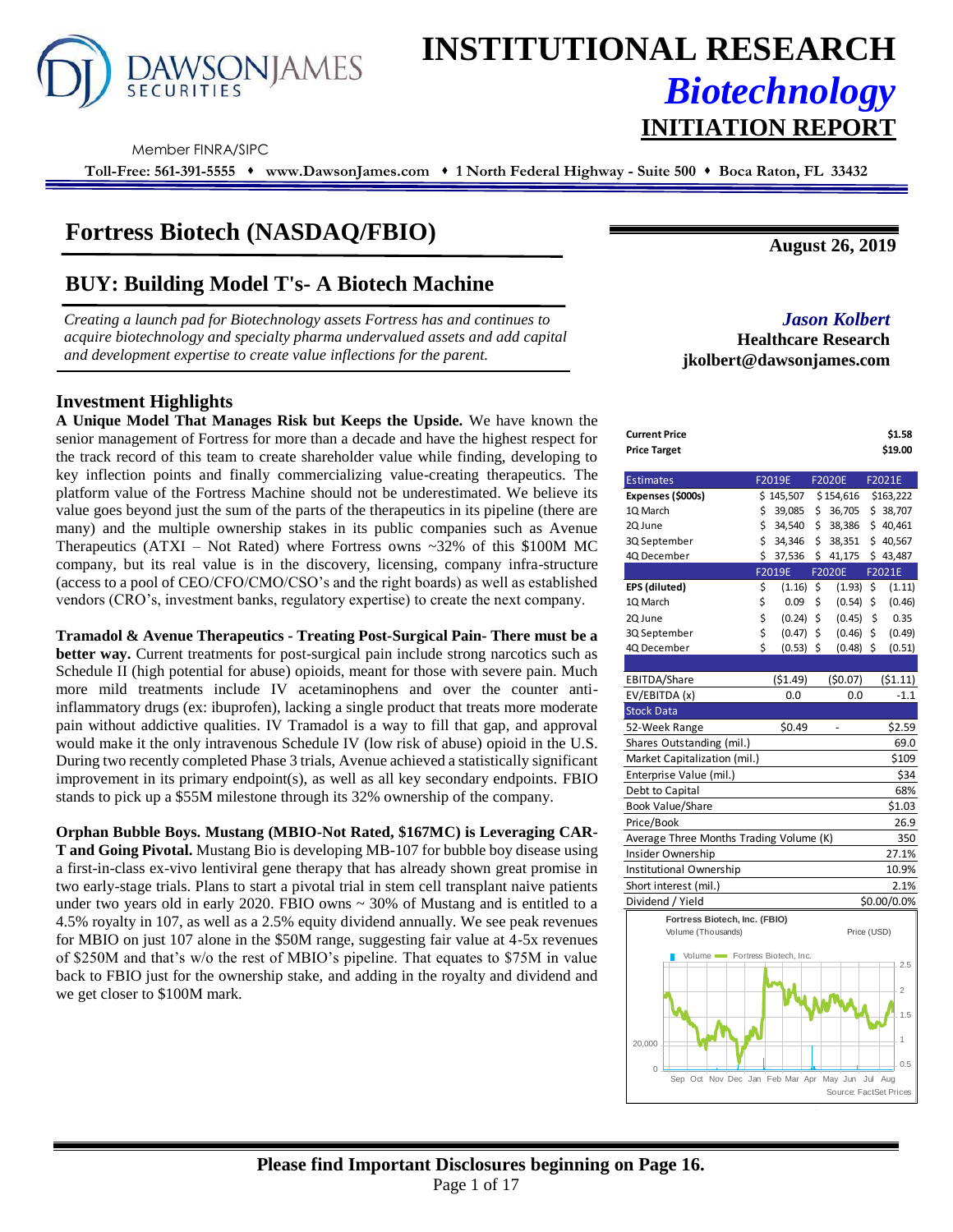# INSTITUTIONAL RESEARCH

## *Biotechnology*

## INITIATION REPORT

DAWSON JAMES SECURITIES

Member FINRA/SIPC

**Toll-Free: 561-391-5555 ♦ www.DawsonJames.com ♦ 1 North Federal Highway - Suite 500 ♦ Boca Raton, FL 33432**

# Fortress Biotech (NASDAQ/FBIO)

**August 26, 2019**

## BUY: Building Model T's- A Biotech Machine

*Creating a launch pad for Biotechnology assets Fortress has and continues to acquire biotechnology and specialty pharma undervalued assets and add capital and development expertise to create value inflections for the parent.*

***Jason Kolbert***
**Healthcare Research**
**jkolbert@dawsonjames.com**

### Investment Highlights

**A Unique Model That Manages Risk but Keeps the Upside.** We have known the senior management of Fortress for more than a decade and have the highest respect for the track record of this team to create shareholder value while finding, developing to key inflection points and finally commercializing value-creating therapeutics. The platform value of the Fortress Machine should not be underestimated. We believe its value goes beyond just the sum of the parts of the therapeutics in its pipeline (there are many) and the multiple ownership stakes in its public companies such as Avenue Therapeutics (ATXI – Not Rated) where Fortress owns ~32% of this $100M MC company, but its real value is in the discovery, licensing, company infra-structure (access to a pool of CEO/CFO/CMO/CSO's and the right boards) as well as established vendors (CRO's, investment banks, regulatory expertise) to create the next company.

**Tramadol & Avenue Therapeutics - Treating Post-Surgical Pain- There must be a better way.** Current treatments for post-surgical pain include strong narcotics such as Schedule II (high potential for abuse) opioids, meant for those with severe pain. Much more mild treatments include IV acetaminophens and over the counter anti-inflammatory drugs (ex: ibuprofen), lacking a single product that treats more moderate pain without addictive qualities. IV Tramadol is a way to fill that gap, and approval would make it the only intravenous Schedule IV (low risk of abuse) opioid in the U.S. During two recently completed Phase 3 trials, Avenue achieved a statistically significant improvement in its primary endpoint(s), as well as all key secondary endpoints. FBIO stands to pick up a $55M milestone through its 32% ownership of the company.

**Orphan Bubble Boys. Mustang (MBIO-Not Rated, $167MC) is Leveraging CAR-T and Going Pivotal.** Mustang Bio is developing MB-107 for bubble boy disease using a first-in-class ex-vivo lentiviral gene therapy that has already shown great promise in two early-stage trials. Plans to start a pivotal trial in stem cell transplant naive patients under two years old in early 2020. FBIO owns ~ 30% of Mustang and is entitled to a 4.5% royalty in 107, as well as a 2.5% equity dividend annually. We see peak revenues for MBIO on just 107 alone in the $50M range, suggesting fair value at 4-5x revenues of $250M and that's w/o the rest of MBIO's pipeline. That equates to $75M in value back to FBIO just for the ownership stake, and adding in the royalty and dividend and we get closer to $100M mark.

| | |
|---|---|
| **Current Price** | **$1.58** |
| **Price Target** | **$19.00** |

| Estimates | F2019E | F2020E | F2021E |
|---|---|---|---|
| **Expenses ($000s)** | $ 145,507 | $ 154,616 | $163,222 |
| 1Q March | $ 39,085 | $ 36,705 | $ 38,707 |
| 2Q June | $ 34,540 | $ 38,386 | $ 40,461 |
| 3Q September | $ 34,346 | $ 38,351 | $ 40,567 |
| 4Q December | $ 37,536 | $ 41,175 | $ 43,487 |
| | **F2019E** | **F2020E** | **F2021E** |
| **EPS (diluted)** | $ (1.16) | $ (1.93) | $ (1.11) |
| 1Q March | $ 0.09 | $ (0.54) | $ (0.46) |
| 2Q June | $ (0.24) | $ (0.45) | $ 0.35 |
| 3Q September | $ (0.47) | $ (0.46) | $ (0.49) |
| 4Q December | $ (0.53) | $ (0.48) | $ (0.51) |
| | | | |
| EBITDA/Share | ($1.49) | ($0.07) | ($1.11) |
| EV/EBITDA (x) | 0.0 | 0.0 | -1.1 |

| Stock Data | | | |
|---|---|---|---|
| 52-Week Range | $0.49 | - | $2.59 |
| Shares Outstanding (mil.) | | | 69.0 |
| Market Capitalization (mil.) | | | $109 |
| Enterprise Value (mil.) | | | $34 |
| Debt to Capital | | | 68% |
| Book Value/Share | | | $1.03 |
| Price/Book | | | 26.9 |
| Average Three Months Trading Volume (K) | | | 350 |
| Insider Ownership | | | 27.1% |
| Institutional Ownership | | | 10.9% |
| Short interest (mil.) | | | 2.1% |
| Dividend / Yield | | | $0.00/0.0% |

Fortress Biotech, Inc. (FBIO)
Volume (Thousands) — Price (USD)

Source: FactSet Prices

**Please find Important Disclosures beginning on Page 16.**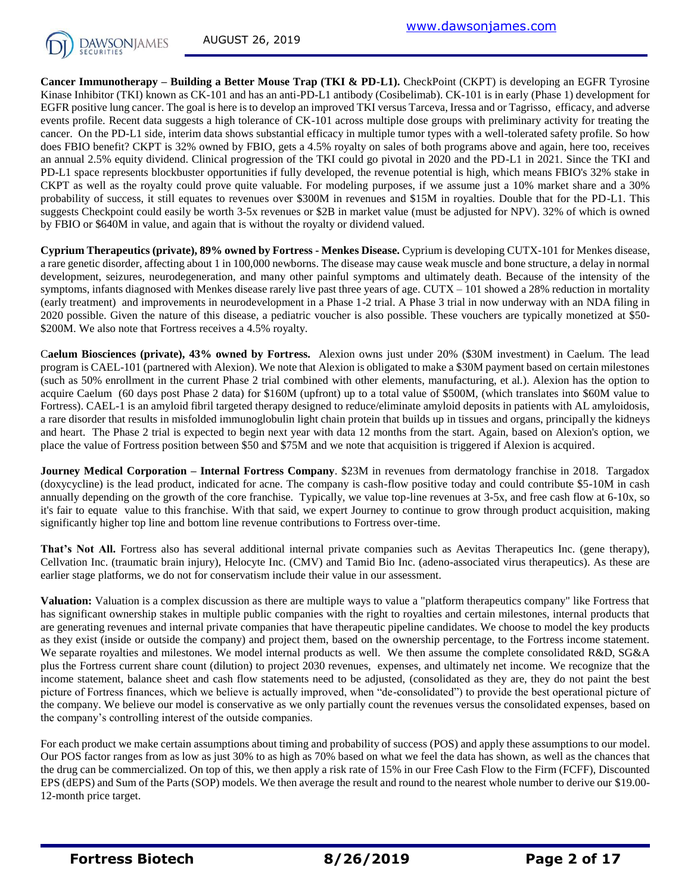**Cancer Immunotherapy – Building a Better Mouse Trap (TKI & PD-L1).** CheckPoint (CKPT) is developing an EGFR Tyrosine Kinase Inhibitor (TKI) known as CK-101 and has an anti-PD-L1 antibody (Cosibelimab). CK-101 is in early (Phase 1) development for EGFR positive lung cancer. The goal is here is to develop an improved TKI versus Tarceva, Iressa and or Tagrisso, efficacy, and adverse events profile. Recent data suggests a high tolerance of CK-101 across multiple dose groups with preliminary activity for treating the cancer. On the PD-L1 side, interim data shows substantial efficacy in multiple tumor types with a well-tolerated safety profile. So how does FBIO benefit? CKPT is 32% owned by FBIO, gets a 4.5% royalty on sales of both programs above and again, here too, receives an annual 2.5% equity dividend. Clinical progression of the TKI could go pivotal in 2020 and the PD-L1 in 2021. Since the TKI and PD-L1 space represents blockbuster opportunities if fully developed, the revenue potential is high, which means FBIO's 32% stake in CKPT as well as the royalty could prove quite valuable. For modeling purposes, if we assume just a 10% market share and a 30% probability of success, it still equates to revenues over $300M in revenues and $15M in royalties. Double that for the PD-L1. This suggests Checkpoint could easily be worth 3-5x revenues or $2B in market value (must be adjusted for NPV). 32% of which is owned by FBIO or $640M in value, and again that is without the royalty or dividend valued.

**Cyprium Therapeutics (private), 89% owned by Fortress - Menkes Disease.** Cyprium is developing CUTX-101 for Menkes disease, a rare genetic disorder, affecting about 1 in 100,000 newborns. The disease may cause weak muscle and bone structure, a delay in normal development, seizures, neurodegeneration, and many other painful symptoms and ultimately death. Because of the intensity of the symptoms, infants diagnosed with Menkes disease rarely live past three years of age. CUTX – 101 showed a 28% reduction in mortality (early treatment) and improvements in neurodevelopment in a Phase 1-2 trial. A Phase 3 trial in now underway with an NDA filing in 2020 possible. Given the nature of this disease, a pediatric voucher is also possible. These vouchers are typically monetized at $50-$200M. We also note that Fortress receives a 4.5% royalty.

**Caelum Biosciences (private), 43% owned by Fortress.** Alexion owns just under 20% ($30M investment) in Caelum. The lead program is CAEL-101 (partnered with Alexion). We note that Alexion is obligated to make a $30M payment based on certain milestones (such as 50% enrollment in the current Phase 2 trial combined with other elements, manufacturing, et al.). Alexion has the option to acquire Caelum (60 days post Phase 2 data) for $160M (upfront) up to a total value of $500M, (which translates into $60M value to Fortress). CAEL-1 is an amyloid fibril targeted therapy designed to reduce/eliminate amyloid deposits in patients with AL amyloidosis, a rare disorder that results in misfolded immunoglobulin light chain protein that builds up in tissues and organs, principally the kidneys and heart. The Phase 2 trial is expected to begin next year with data 12 months from the start. Again, based on Alexion's option, we place the value of Fortress position between $50 and $75M and we note that acquisition is triggered if Alexion is acquired.

**Journey Medical Corporation – Internal Fortress Company**. $23M in revenues from dermatology franchise in 2018. Targadox (doxycycline) is the lead product, indicated for acne. The company is cash-flow positive today and could contribute $5-10M in cash annually depending on the growth of the core franchise. Typically, we value top-line revenues at 3-5x, and free cash flow at 6-10x, so it's fair to equate value to this franchise. With that said, we expert Journey to continue to grow through product acquisition, making significantly higher top line and bottom line revenue contributions to Fortress over-time.

**That's Not All.** Fortress also has several additional internal private companies such as Aevitas Therapeutics Inc. (gene therapy), Cellvation Inc. (traumatic brain injury), Helocyte Inc. (CMV) and Tamid Bio Inc. (adeno-associated virus therapeutics). As these are earlier stage platforms, we do not for conservatism include their value in our assessment.

**Valuation:** Valuation is a complex discussion as there are multiple ways to value a "platform therapeutics company" like Fortress that has significant ownership stakes in multiple public companies with the right to royalties and certain milestones, internal products that are generating revenues and internal private companies that have therapeutic pipeline candidates. We choose to model the key products as they exist (inside or outside the company) and project them, based on the ownership percentage, to the Fortress income statement. We separate royalties and milestones. We model internal products as well. We then assume the complete consolidated R&D, SG&A plus the Fortress current share count (dilution) to project 2030 revenues, expenses, and ultimately net income. We recognize that the income statement, balance sheet and cash flow statements need to be adjusted, (consolidated as they are, they do not paint the best picture of Fortress finances, which we believe is actually improved, when "de-consolidated") to provide the best operational picture of the company. We believe our model is conservative as we only partially count the revenues versus the consolidated expenses, based on the company's controlling interest of the outside companies.

For each product we make certain assumptions about timing and probability of success (POS) and apply these assumptions to our model. Our POS factor ranges from as low as just 30% to as high as 70% based on what we feel the data has shown, as well as the chances that the drug can be commercialized. On top of this, we then apply a risk rate of 15% in our Free Cash Flow to the Firm (FCFF), Discounted EPS (dEPS) and Sum of the Parts (SOP) models. We then average the result and round to the nearest whole number to derive our $19.00-12-month price target.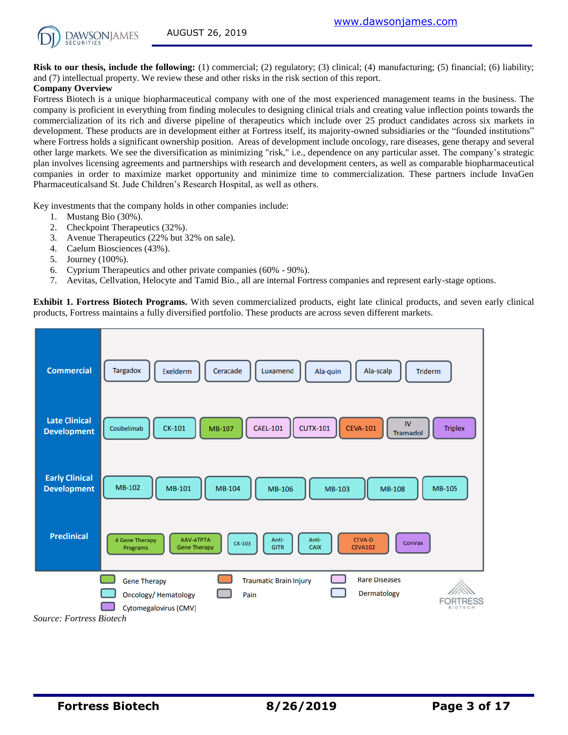**Risk to our thesis, include the following:** (1) commercial; (2) regulatory; (3) clinical; (4) manufacturing; (5) financial; (6) liability; and (7) intellectual property. We review these and other risks in the risk section of this report.

**Company Overview**

Fortress Biotech is a unique biopharmaceutical company with one of the most experienced management teams in the business. The company is proficient in everything from finding molecules to designing clinical trials and creating value inflection points towards the commercialization of its rich and diverse pipeline of therapeutics which include over 25 product candidates across six markets in development. These products are in development either at Fortress itself, its majority-owned subsidiaries or the "founded institutions" where Fortress holds a significant ownership position. Areas of development include oncology, rare diseases, gene therapy and several other large markets. We see the diversification as minimizing "risk," i.e., dependence on any particular asset. The company's strategic plan involves licensing agreements and partnerships with research and development centers, as well as comparable biopharmaceutical companies in order to maximize market opportunity and minimize time to commercialization. These partners include InvaGen Pharmaceuticalsand St. Jude Children's Research Hospital, as well as others.

Key investments that the company holds in other companies include:

1. Mustang Bio (30%).
2. Checkpoint Therapeutics (32%).
3. Avenue Therapeutics (22% but 32% on sale).
4. Caelum Biosciences (43%).
5. Journey (100%).
6. Cyprium Therapeutics and other private companies (60% - 90%).
7. Aevitas, Cellvation, Helocyte and Tamid Bio., all are internal Fortress companies and represent early-stage options.

**Exhibit 1. Fortress Biotech Programs.** With seven commercialized products, eight late clinical products, and seven early clinical products, Fortress maintains a fully diversified portfolio. These products are across seven different markets.

| Stage | Programs |
| --- | --- |
| Commercial | Targadox, Exelderm, Ceracade, Luxamend, Ala-quin, Ala-scalp, Triderm |
| Late Clinical Development | Cosibelimab, CK-101, MB-107, CAEL-101, CUTX-101, CEVA-101, IV Tramadol, Triplex |
| Early Clinical Development | MB-102, MB-101, MB-104, MB-106, MB-103, MB-108, MB-105 |
| Preclinical | 4 Gene Therapy Programs, AAV-ATP7A Gene Therapy, CK-103, Anti-GITR, Anti-CAIX, CEVA-D CEVA102, ConVax |

Legend: Gene Therapy; Oncology/ Hematology; Cytomegalovirus (CMV); Traumatic Brain Injury; Pain; Rare Diseases; Dermatology

FORTRESS BIOTECH

*Source: Fortress Biotech*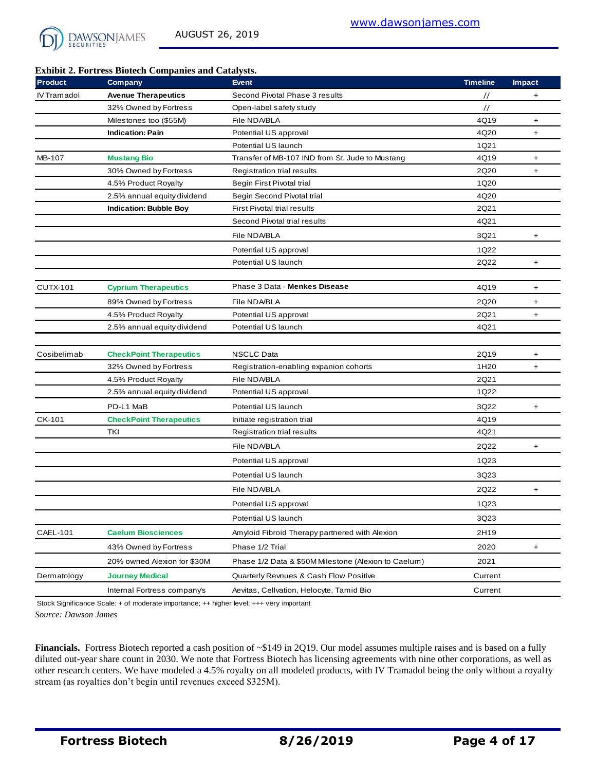**Exhibit 2. Fortress Biotech Companies and Catalysts.**

| Product | Company | Event | Timeline | Impact |
|---|---|---|---|---|
| IV Tramadol | **Avenue Therapeutics** | Second Pivotal Phase 3 results | // | + |
| | 32% Owned by Fortress | Open-label safety study | // | |
| | Milestones too ($55M) | File NDA/BLA | 4Q19 | + |
| | **Indication: Pain** | Potential US approval | 4Q20 | + |
| | | Potential US launch | 1Q21 | |
| MB-107 | **Mustang Bio** | Transfer of MB-107 IND from St. Jude to Mustang | 4Q19 | + |
| | 30% Owned by Fortress | Registration trial results | 2Q20 | + |
| | 4.5% Product Royalty | Begin First Pivotal trial | 1Q20 | |
| | 2.5% annual equity dividend | Begin Second Pivotal trial | 4Q20 | |
| | **Indication: Bubble Boy** | First Pivotal trial results | 2Q21 | |
| | | Second Pivotal trial results | 4Q21 | |
| | | File NDA/BLA | 3Q21 | + |
| | | Potential US approval | 1Q22 | |
| | | Potential US launch | 2Q22 | + |
| CUTX-101 | **Cyprium Therapeutics** | Phase 3 Data - **Menkes Disease** | 4Q19 | + |
| | 89% Owned by Fortress | File NDA/BLA | 2Q20 | + |
| | 4.5% Product Royalty | Potential US approval | 2Q21 | + |
| | 2.5% annual equity dividend | Potential US launch | 4Q21 | |
| Cosibelimab | **CheckPoint Therapeutics** | NSCLC Data | 2Q19 | + |
| | 32% Owned by Fortress | Registration-enabling expanion cohorts | 1H20 | + |
| | 4.5% Product Royalty | File NDA/BLA | 2Q21 | |
| | 2.5% annual equity dividend | Potential US approval | 1Q22 | |
| | PD-L1 MaB | Potential US launch | 3Q22 | + |
| CK-101 | **CheckPoint Therapeutics** | Initiate registration trial | 4Q19 | |
| | TKI | Registration trial results | 4Q21 | |
| | | File NDA/BLA | 2Q22 | + |
| | | Potential US approval | 1Q23 | |
| | | Potential US launch | 3Q23 | |
| | | File NDA/BLA | 2Q22 | + |
| | | Potential US approval | 1Q23 | |
| | | Potential US launch | 3Q23 | |
| CAEL-101 | **Caelum Biosciences** | Amyloid Fibroid Therapy partnered with Alexion | 2H19 | |
| | 43% Owned by Fortress | Phase 1/2 Trial | 2020 | + |
| | 20% owned Alexion for $30M | Phase 1/2 Data & $50M Milestone (Alexion to Caelum) | 2021 | |
| Dermatology | **Journey Medical** | Quarterly Revnues & Cash Flow Positive | Current | |
| | Internal Fortress company's | Aevitas, Cellvation, Helocyte, Tamid Bio | Current | |

Stock Significance Scale: + of moderate importance; ++ higher level; +++ very important

*Source: Dawson James*

**Financials.** Fortress Biotech reported a cash position of ~$149 in 2Q19. Our model assumes multiple raises and is based on a fully diluted out-year share count in 2030. We note that Fortress Biotech has licensing agreements with nine other corporations, as well as other research centers. We have modeled a 4.5% royalty on all modeled products, with IV Tramadol being the only without a royalty stream (as royalties don't begin until revenues exceed $325M).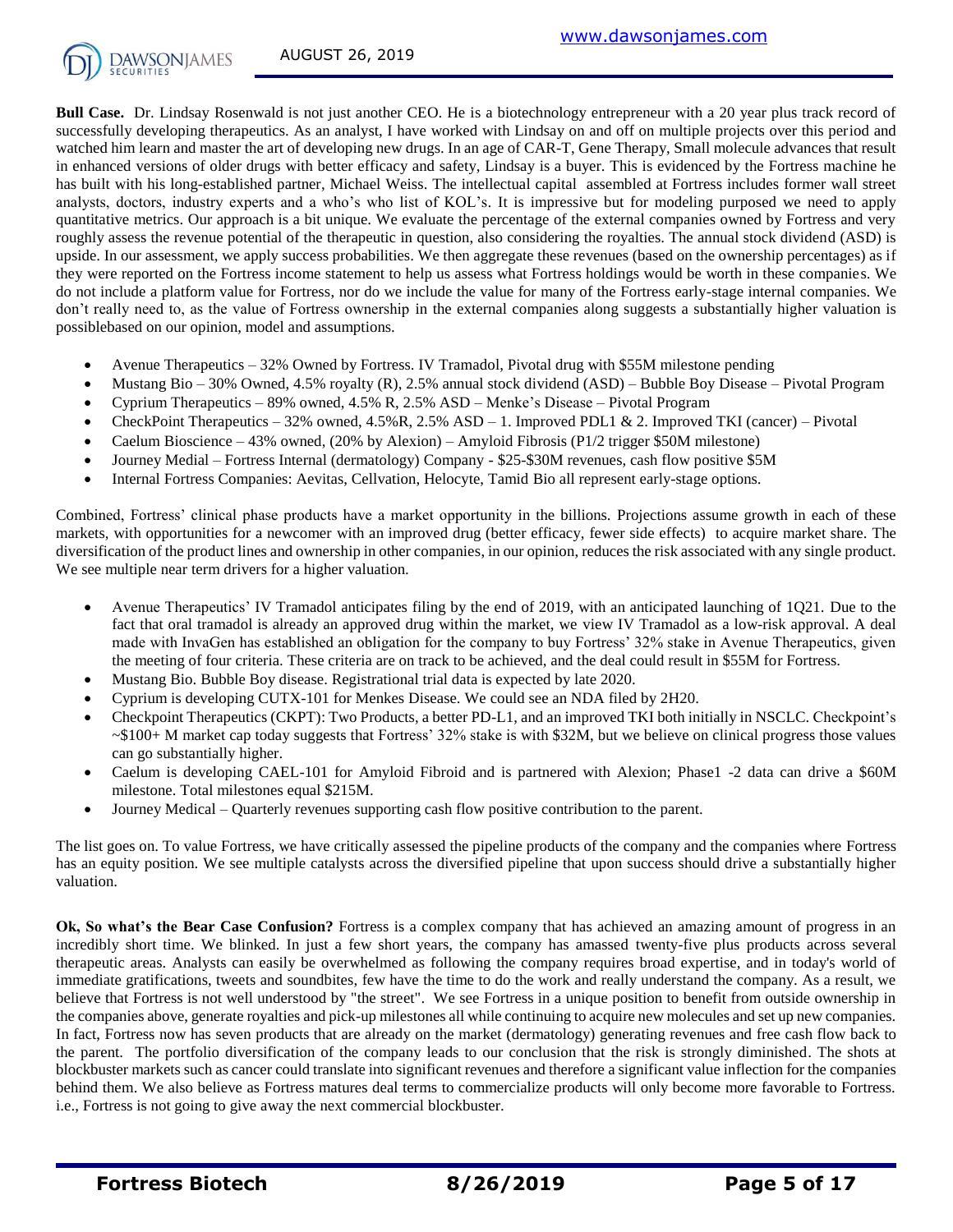**Bull Case.** Dr. Lindsay Rosenwald is not just another CEO. He is a biotechnology entrepreneur with a 20 year plus track record of successfully developing therapeutics. As an analyst, I have worked with Lindsay on and off on multiple projects over this period and watched him learn and master the art of developing new drugs. In an age of CAR-T, Gene Therapy, Small molecule advances that result in enhanced versions of older drugs with better efficacy and safety, Lindsay is a buyer. This is evidenced by the Fortress machine he has built with his long-established partner, Michael Weiss. The intellectual capital assembled at Fortress includes former wall street analysts, doctors, industry experts and a who's who list of KOL's. It is impressive but for modeling purposed we need to apply quantitative metrics. Our approach is a bit unique. We evaluate the percentage of the external companies owned by Fortress and very roughly assess the revenue potential of the therapeutic in question, also considering the royalties. The annual stock dividend (ASD) is upside. In our assessment, we apply success probabilities. We then aggregate these revenues (based on the ownership percentages) as if they were reported on the Fortress income statement to help us assess what Fortress holdings would be worth in these companies. We do not include a platform value for Fortress, nor do we include the value for many of the Fortress early-stage internal companies. We don't really need to, as the value of Fortress ownership in the external companies along suggests a substantially higher valuation is possiblebased on our opinion, model and assumptions.

- Avenue Therapeutics – 32% Owned by Fortress. IV Tramadol, Pivotal drug with $55M milestone pending
- Mustang Bio – 30% Owned, 4.5% royalty (R), 2.5% annual stock dividend (ASD) – Bubble Boy Disease – Pivotal Program
- Cyprium Therapeutics – 89% owned, 4.5% R, 2.5% ASD – Menke's Disease – Pivotal Program
- CheckPoint Therapeutics – 32% owned, 4.5%R, 2.5% ASD – 1. Improved PDL1 & 2. Improved TKI (cancer) – Pivotal
- Caelum Bioscience – 43% owned, (20% by Alexion) – Amyloid Fibrosis (P1/2 trigger $50M milestone)
- Journey Medical – Fortress Internal (dermatology) Company - $25-$30M revenues, cash flow positive $5M
- Internal Fortress Companies: Aevitas, Cellvation, Helocyte, Tamid Bio all represent early-stage options.

Combined, Fortress' clinical phase products have a market opportunity in the billions. Projections assume growth in each of these markets, with opportunities for a newcomer with an improved drug (better efficacy, fewer side effects) to acquire market share. The diversification of the product lines and ownership in other companies, in our opinion, reduces the risk associated with any single product. We see multiple near term drivers for a higher valuation.

- Avenue Therapeutics' IV Tramadol anticipates filing by the end of 2019, with an anticipated launching of 1Q21. Due to the fact that oral tramadol is already an approved drug within the market, we view IV Tramadol as a low-risk approval. A deal made with InvaGen has established an obligation for the company to buy Fortress' 32% stake in Avenue Therapeutics, given the meeting of four criteria. These criteria are on track to be achieved, and the deal could result in $55M for Fortress.
- Mustang Bio. Bubble Boy disease. Registrational trial data is expected by late 2020.
- Cyprium is developing CUTX-101 for Menkes Disease. We could see an NDA filed by 2H20.
- Checkpoint Therapeutics (CKPT): Two Products, a better PD-L1, and an improved TKI both initially in NSCLC. Checkpoint's ~$100+ M market cap today suggests that Fortress' 32% stake is with $32M, but we believe on clinical progress those values can go substantially higher.
- Caelum is developing CAEL-101 for Amyloid Fibroid and is partnered with Alexion; Phase1 -2 data can drive a $60M milestone. Total milestones equal $215M.
- Journey Medical – Quarterly revenues supporting cash flow positive contribution to the parent.

The list goes on. To value Fortress, we have critically assessed the pipeline products of the company and the companies where Fortress has an equity position. We see multiple catalysts across the diversified pipeline that upon success should drive a substantially higher valuation.

**Ok, So what's the Bear Case Confusion?** Fortress is a complex company that has achieved an amazing amount of progress in an incredibly short time. We blinked. In just a few short years, the company has amassed twenty-five plus products across several therapeutic areas. Analysts can easily be overwhelmed as following the company requires broad expertise, and in today's world of immediate gratifications, tweets and soundbites, few have the time to do the work and really understand the company. As a result, we believe that Fortress is not well understood by "the street". We see Fortress in a unique position to benefit from outside ownership in the companies above, generate royalties and pick-up milestones all while continuing to acquire new molecules and set up new companies. In fact, Fortress now has seven products that are already on the market (dermatology) generating revenues and free cash flow back to the parent. The portfolio diversification of the company leads to our conclusion that the risk is strongly diminished. The shots at blockbuster markets such as cancer could translate into significant revenues and therefore a significant value inflection for the companies behind them. We also believe as Fortress matures deal terms to commercialize products will only become more favorable to Fortress. i.e., Fortress is not going to give away the next commercial blockbuster.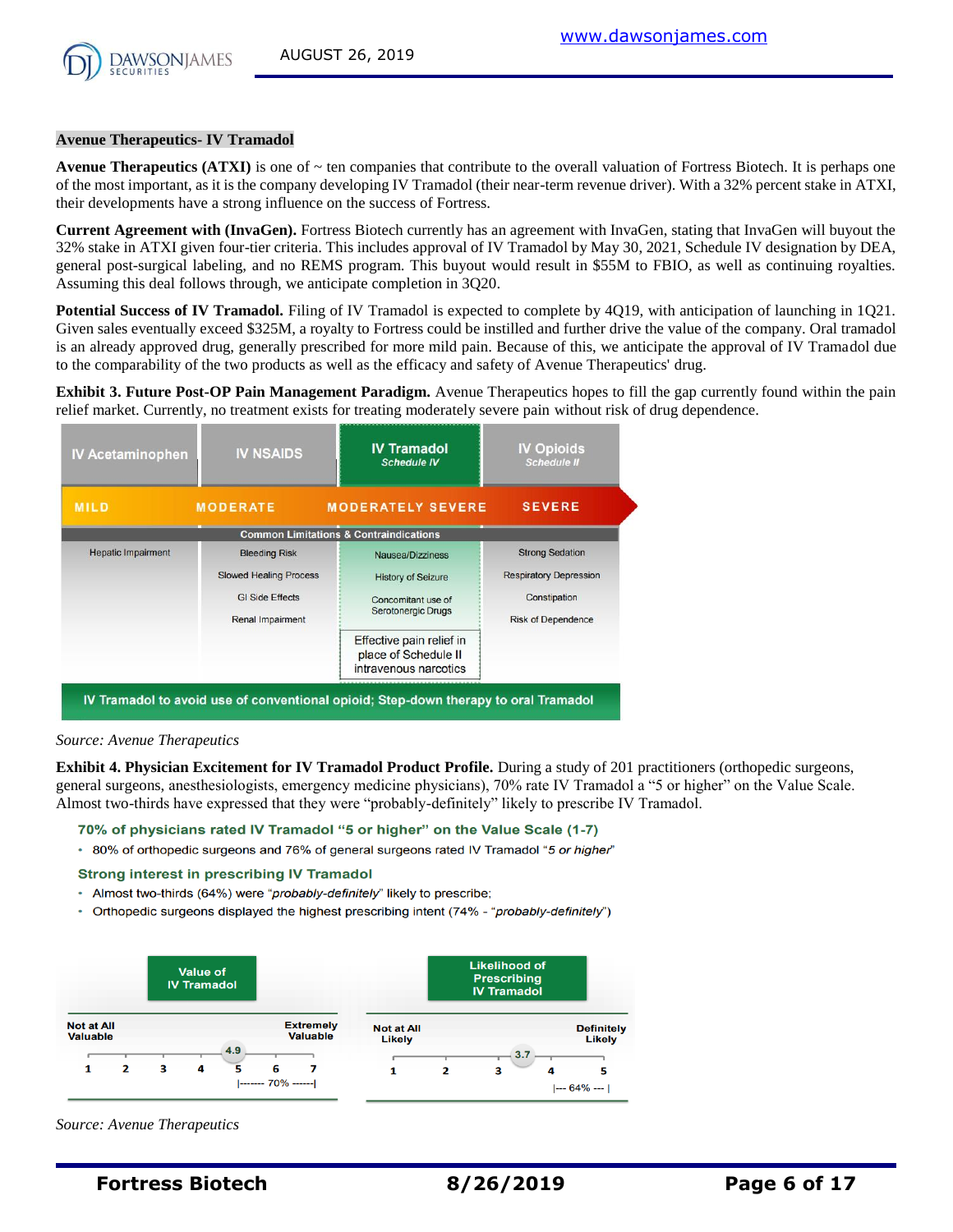## Avenue Therapeutics- IV Tramadol

**Avenue Therapeutics (ATXI)** is one of ~ ten companies that contribute to the overall valuation of Fortress Biotech. It is perhaps one of the most important, as it is the company developing IV Tramadol (their near-term revenue driver). With a 32% percent stake in ATXI, their developments have a strong influence on the success of Fortress.

**Current Agreement with (InvaGen).** Fortress Biotech currently has an agreement with InvaGen, stating that InvaGen will buyout the 32% stake in ATXI given four-tier criteria. This includes approval of IV Tramadol by May 30, 2021, Schedule IV designation by DEA, general post-surgical labeling, and no REMS program. This buyout would result in $55M to FBIO, as well as continuing royalties. Assuming this deal follows through, we anticipate completion in 3Q20.

**Potential Success of IV Tramadol.** Filing of IV Tramadol is expected to complete by 4Q19, with anticipation of launching in 1Q21. Given sales eventually exceed $325M, a royalty to Fortress could be instilled and further drive the value of the company. Oral tramadol is an already approved drug, generally prescribed for more mild pain. Because of this, we anticipate the approval of IV Tramadol due to the comparability of the two products as well as the efficacy and safety of Avenue Therapeutics' drug.

**Exhibit 3. Future Post-OP Pain Management Paradigm.** Avenue Therapeutics hopes to fill the gap currently found within the pain relief market. Currently, no treatment exists for treating moderately severe pain without risk of drug dependence.

| IV Acetaminophen | IV NSAIDS | IV Tramadol *Schedule IV* | IV Opioids *Schedule II* |
|---|---|---|---|
| MILD | MODERATE | MODERATELY SEVERE | SEVERE |
| **Common Limitations & Contraindications** | | | |
| Hepatic Impairment | Bleeding Risk | Nausea/Dizziness | Strong Sedation |
| | Slowed Healing Process | History of Seizure | Respiratory Depression |
| | GI Side Effects | Concomitant use of Serotonergic Drugs | Constipation |
| | Renal Impairment | | Risk of Dependence |
| | | Effective pain relief in place of Schedule II intravenous narcotics | |

IV Tramadol to avoid use of conventional opioid; Step-down therapy to oral Tramadol

*Source: Avenue Therapeutics*

**Exhibit 4. Physician Excitement for IV Tramadol Product Profile.** During a study of 201 practitioners (orthopedic surgeons, general surgeons, anesthesiologists, emergency medicine physicians), 70% rate IV Tramadol a "5 or higher" on the Value Scale. Almost two-thirds have expressed that they were "probably-definitely" likely to prescribe IV Tramadol.

**70% of physicians rated IV Tramadol "5 or higher" on the Value Scale (1-7)**

- 80% of orthopedic surgeons and 76% of general surgeons rated IV Tramadol "*5 or higher*"

**Strong interest in prescribing IV Tramadol**

- Almost two-thirds (64%) were "*probably-definitely*" likely to prescribe;
- Orthopedic surgeons displayed the highest prescribing intent (74% - "*probably-definitely*")

**Value of IV Tramadol**

Not at All Valuable — Extremely Valuable

Scale: 1 2 3 4 5 6 7; mean 4.9; |------- 70% ------| (5 to 7)

**Likelihood of Prescribing IV Tramadol**

Not at All Likely — Definitely Likely

Scale: 1 2 3 4 5; mean 3.7; |--- 64% --- | (4 to 5)

*Source: Avenue Therapeutics*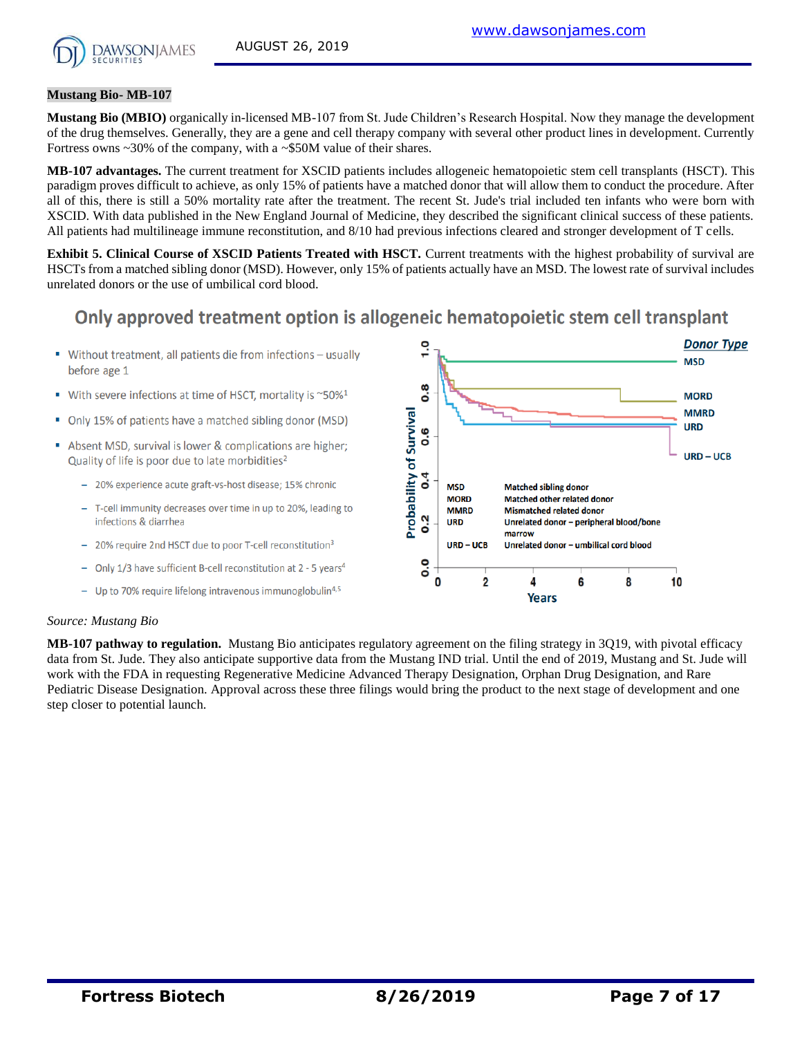**Mustang Bio- MB-107**

**Mustang Bio (MBIO)** organically in-licensed MB-107 from St. Jude Children's Research Hospital. Now they manage the development of the drug themselves. Generally, they are a gene and cell therapy company with several other product lines in development. Currently Fortress owns ~30% of the company, with a ~$50M value of their shares.

**MB-107 advantages.** The current treatment for XSCID patients includes allogeneic hematopoietic stem cell transplants (HSCT). This paradigm proves difficult to achieve, as only 15% of patients have a matched donor that will allow them to conduct the procedure. After all of this, there is still a 50% mortality rate after the treatment. The recent St. Jude's trial included ten infants who were born with XSCID. With data published in the New England Journal of Medicine, they described the significant clinical success of these patients. All patients had multilineage immune reconstitution, and 8/10 had previous infections cleared and stronger development of T cells.

**Exhibit 5. Clinical Course of XSCID Patients Treated with HSCT.** Current treatments with the highest probability of survival are HSCTs from a matched sibling donor (MSD). However, only 15% of patients actually have an MSD. The lowest rate of survival includes unrelated donors or the use of umbilical cord blood.

## Only approved treatment option is allogeneic hematopoietic stem cell transplant

- Without treatment, all patients die from infections – usually before age 1
- With severe infections at time of HSCT, mortality is ~50%[1]
- Only 15% of patients have a matched sibling donor (MSD)
- Absent MSD, survival is lower & complications are higher; Quality of life is poor due to late morbidities[2]
  - 20% experience acute graft-vs-host disease; 15% chronic
  - T-cell immunity decreases over time in up to 20%, leading to infections & diarrhea
  - 20% require 2nd HSCT due to poor T-cell reconstitution[3]
  - Only 1/3 have sufficient B-cell reconstitution at 2 - 5 years[4]
  - Up to 70% require lifelong intravenous immunoglobulin[4,5]

Donor Type: MSD, MORD, MMRD, URD, URD – UCB

Probability of Survival vs. Years (0–10)

| | |
|---|---|
| MSD | Matched sibling donor |
| MORD | Matched other related donor |
| MMRD | Mismatched related donor |
| URD | Unrelated donor – peripheral blood/bone marrow |
| URD – UCB | Unrelated donor – umbilical cord blood |

*Source: Mustang Bio*

**MB-107 pathway to regulation.** Mustang Bio anticipates regulatory agreement on the filing strategy in 3Q19, with pivotal efficacy data from St. Jude. They also anticipate supportive data from the Mustang IND trial. Until the end of 2019, Mustang and St. Jude will work with the FDA in requesting Regenerative Medicine Advanced Therapy Designation, Orphan Drug Designation, and Rare Pediatric Disease Designation. Approval across these three filings would bring the product to the next stage of development and one step closer to potential launch.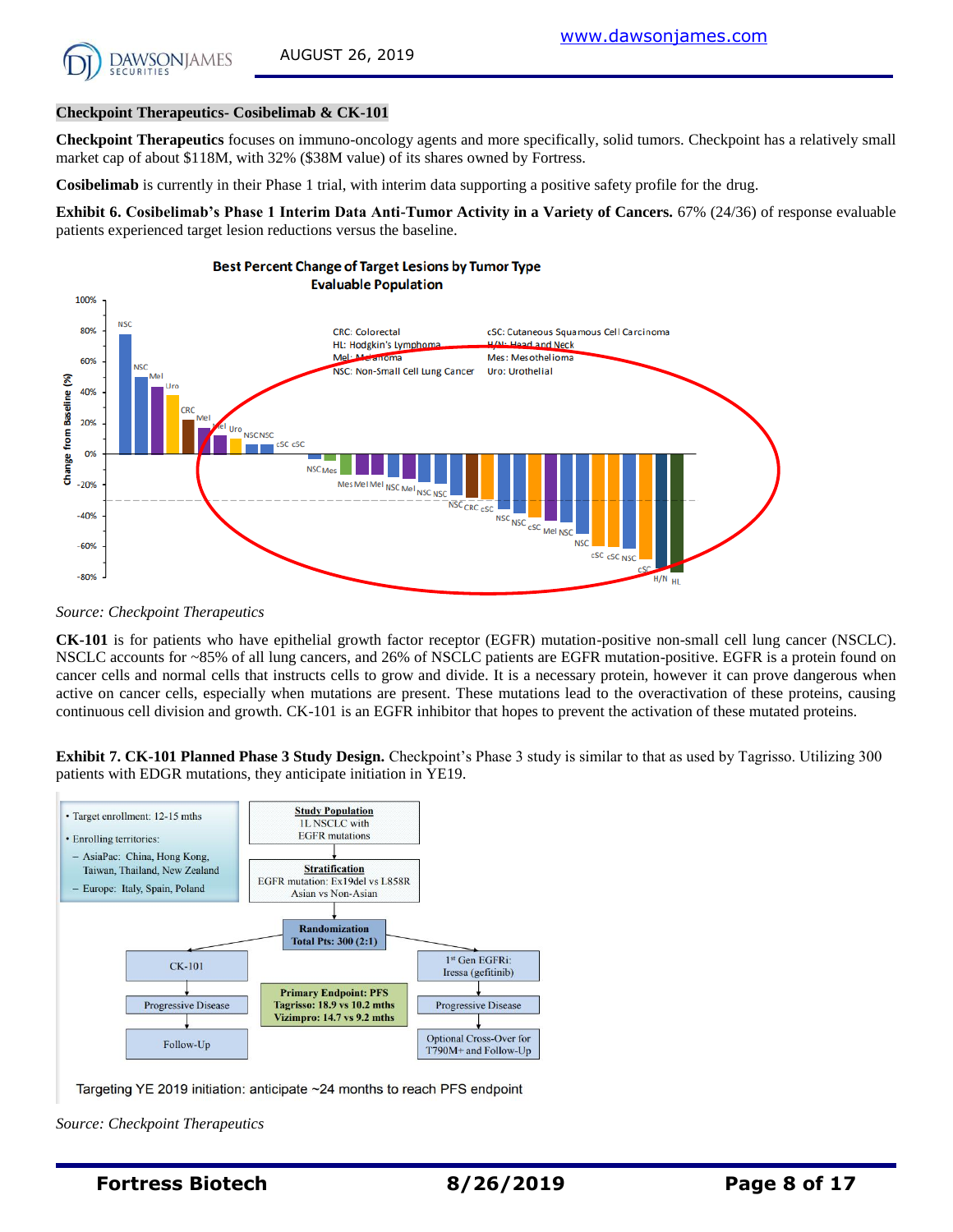**Checkpoint Therapeutics- Cosibelimab & CK-101**

**Checkpoint Therapeutics** focuses on immuno-oncology agents and more specifically, solid tumors. Checkpoint has a relatively small market cap of about $118M, with 32% ($38M value) of its shares owned by Fortress.

**Cosibelimab** is currently in their Phase 1 trial, with interim data supporting a positive safety profile for the drug.

**Exhibit 6. Cosibelimab's Phase 1 Interim Data Anti-Tumor Activity in a Variety of Cancers.** 67% (24/36) of response evaluable patients experienced target lesion reductions versus the baseline.

*Source: Checkpoint Therapeutics*

**CK-101** is for patients who have epithelial growth factor receptor (EGFR) mutation-positive non-small cell lung cancer (NSCLC). NSCLC accounts for ~85% of all lung cancers, and 26% of NSCLC patients are EGFR mutation-positive. EGFR is a protein found on cancer cells and normal cells that instructs cells to grow and divide. It is a necessary protein, however it can prove dangerous when active on cancer cells, especially when mutations are present. These mutations lead to the overactivation of these proteins, causing continuous cell division and growth. CK-101 is an EGFR inhibitor that hopes to prevent the activation of these mutated proteins.

**Exhibit 7. CK-101 Planned Phase 3 Study Design.** Checkpoint's Phase 3 study is similar to that as used by Tagrisso. Utilizing 300 patients with EDGR mutations, they anticipate initiation in YE19.

*Source: Checkpoint Therapeutics*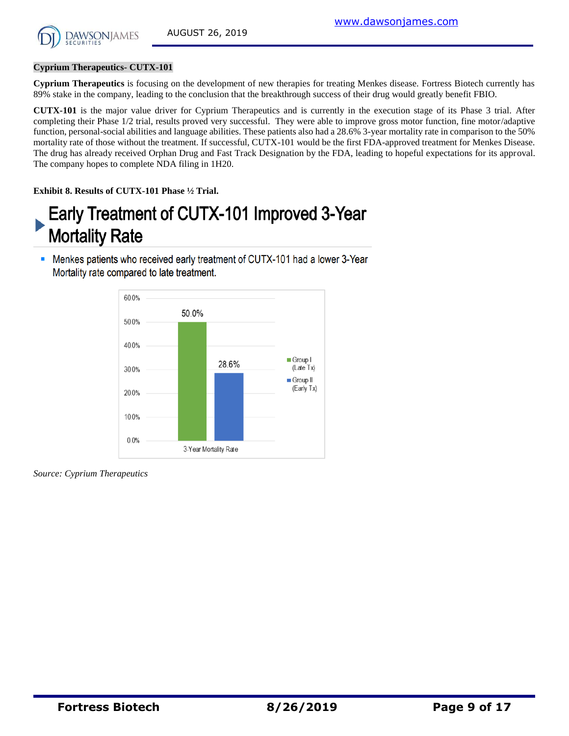## Cyprium Therapeutics- CUTX-101

**Cyprium Therapeutics** is focusing on the development of new therapies for treating Menkes disease. Fortress Biotech currently has 89% stake in the company, leading to the conclusion that the breakthrough success of their drug would greatly benefit FBIO.

**CUTX-101** is the major value driver for Cyprium Therapeutics and is currently in the execution stage of its Phase 3 trial. After completing their Phase 1/2 trial, results proved very successful. They were able to improve gross motor function, fine motor/adaptive function, personal-social abilities and language abilities. These patients also had a 28.6% 3-year mortality rate in comparison to the 50% mortality rate of those without the treatment. If successful, CUTX-101 would be the first FDA-approved treatment for Menkes Disease. The drug has already received Orphan Drug and Fast Track Designation by the FDA, leading to hopeful expectations for its approval. The company hopes to complete NDA filing in 1H20.

**Exhibit 8. Results of CUTX-101 Phase ½ Trial.**

### Early Treatment of CUTX-101 Improved 3-Year Mortality Rate

- Menkes patients who received early treatment of CUTX-101 had a lower 3-Year Mortality rate compared to late treatment.

| 3-Year Mortality Rate | |
|---|---|
| Group I (Late Tx) | 50.0% |
| Group II (Early Tx) | 28.6% |

*Source: Cyprium Therapeutics*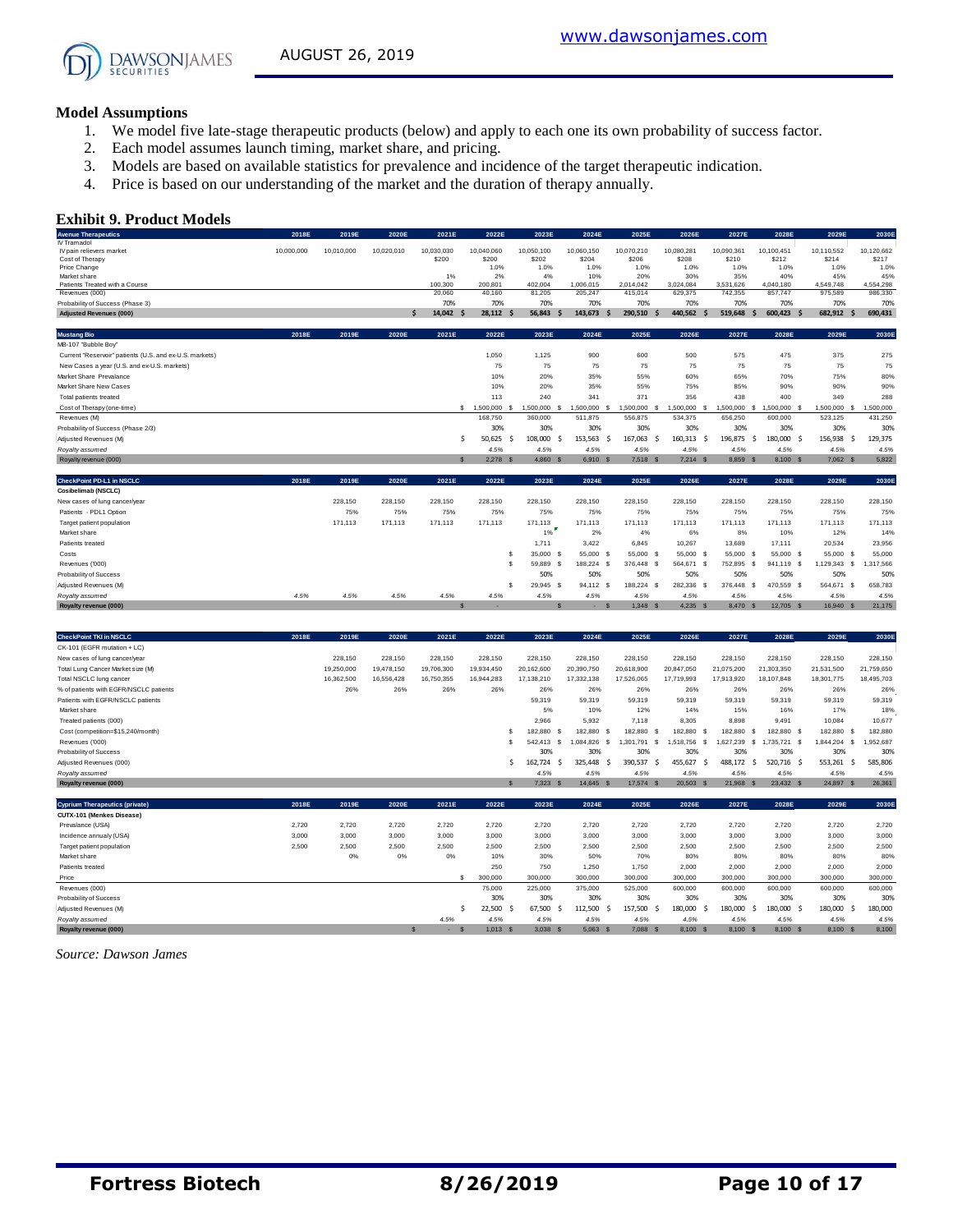## Model Assumptions

1. We model five late-stage therapeutic products (below) and apply to each one its own probability of success factor.
2. Each model assumes launch timing, market share, and pricing.
3. Models are based on available statistics for prevalence and incidence of the target therapeutic indication.
4. Price is based on our understanding of the market and the duration of therapy annually.

## Exhibit 9. Product Models

| Avenue Therapeutics | 2018E | 2019E | 2020E | 2021E | 2022E | 2023E | 2024E | 2025E | 2026E | 2027E | 2028E | 2029E | 2030E |
|---|---|---|---|---|---|---|---|---|---|---|---|---|---|
| IV Tramadol | | | | | | | | | | | | | |
| IV pain relievers market | 10,000,000 | 10,010,000 | 10,020,010 | 10,030,030 | 10,040,060 | 10,050,100 | 10,060,150 | 10,070,210 | 10,080,281 | 10,090,361 | 10,100,451 | 10,110,552 | 10,120,662 |
| Cost of Therapy | | | | $200 | $200 | $202 | $204 | $206 | $208 | $210 | $212 | $214 | $217 |
| Price Change | | | | | 1.0% | 1.0% | 1.0% | 1.0% | 1.0% | 1.0% | 1.0% | 1.0% | 1.0% |
| Market share | | | | 1% | 2% | 4% | 10% | 20% | 30% | 35% | 40% | 45% | 45% |
| Patients Treated with a Course | | | | 100,300 | 200,801 | 402,004 | 1,006,015 | 2,014,042 | 3,024,084 | 3,531,626 | 4,040,180 | 4,549,748 | 4,554,298 |
| Revenues (000) | | | | 20,060 | 40,160 | 81,205 | 205,247 | 415,014 | 629,375 | 742,355 | 857,747 | 975,589 | 986,330 |
| Probability of Success (Phase 3) | | | | 70% | 70% | 70% | 70% | 70% | 70% | 70% | 70% | 70% | 70% |
| **Adjusted Revenues (000)** | | | | **$ 14,042** | **$ 28,112** | **$ 56,843** | **$ 143,673** | **$ 290,510** | **$ 440,562** | **$ 519,648** | **$ 600,423** | **$ 682,912** | **$ 690,431** |

| Mustang Bio | 2018E | 2019E | 2020E | 2021E | 2022E | 2023E | 2024E | 2025E | 2026E | 2027E | 2028E | 2029E | 2030E |
|---|---|---|---|---|---|---|---|---|---|---|---|---|---|
| MB-107 "Bubble Boy" | | | | | | | | | | | | | |
| Current "Reservoir" patients (U.S. and ex-U.S. markets) | | | | | 1,050 | 1,125 | 900 | 600 | 500 | 575 | 475 | 375 | 275 |
| New Cases a year (U.S. and ex-U.S. markets) | | | | | 75 | 75 | 75 | 75 | 75 | 75 | 75 | 75 | 75 |
| Market Share Prevalance | | | | | 10% | 20% | 35% | 55% | 60% | 65% | 70% | 75% | 80% |
| Market Share New Cases | | | | | 10% | 20% | 35% | 55% | 75% | 85% | 90% | 90% | 90% |
| Total patients treated | | | | | 113 | 240 | 341 | 371 | 356 | 438 | 400 | 349 | 288 |
| Cost of Therapy (one-time) | | | | | $ 1,500,000 | $ 1,500,000 | $ 1,500,000 | $ 1,500,000 | $ 1,500,000 | $ 1,500,000 | $ 1,500,000 | $ 1,500,000 | $ 1,500,000 |
| Revenues (M) | | | | | 168,750 | 360,000 | 511,875 | 556,875 | 534,375 | 656,250 | 600,000 | 523,125 | 431,250 |
| Probability of Success (Phase 2/3) | | | | | 30% | 30% | 30% | 30% | 30% | 30% | 30% | 30% | 30% |
| Adjusted Revenues (M) | | | | $ | 50,625 | $ 108,000 | $ 153,563 | $ 167,063 | $ 160,313 | $ 196,875 | $ 180,000 | $ 156,938 | $ 129,375 |
| *Royalty assumed* | | | | | *4.5%* | *4.5%* | *4.5%* | *4.5%* | *4.5%* | *4.5%* | *4.5%* | *4.5%* | *4.5%* |
| **Royalty revenue (000)** | | | | **$** | **2,278** | **$ 4,860** | **$ 6,910** | **$ 7,518** | **$ 7,214** | **$ 8,859** | **$ 8,100** | **$ 7,062** | **$ 5,822** |

| CheckPoint PD-L1 in NSCLC | 2018E | 2019E | 2020E | 2021E | 2022E | 2023E | 2024E | 2025E | 2026E | 2027E | 2028E | 2029E | 2030E |
|---|---|---|---|---|---|---|---|---|---|---|---|---|---|
| **Cosibelimab (NSCLC)** | | | | | | | | | | | | | |
| New cases of lung cancer/year | | 228,150 | 228,150 | 228,150 | 228,150 | 228,150 | 228,150 | 228,150 | 228,150 | 228,150 | 228,150 | 228,150 | 228,150 |
| Patients - PDL1 Option | | 75% | 75% | 75% | 75% | 75% | 75% | 75% | 75% | 75% | 75% | 75% | 75% |
| Target patient population | | 171,113 | 171,113 | 171,113 | 171,113 | 171,113 | 171,113 | 171,113 | 171,113 | 171,113 | 171,113 | 171,113 | 171,113 |
| Market share | | | | | | 1% | 2% | 4% | 6% | 8% | 10% | 12% | 14% |
| Patients treated | | | | | | 1,711 | 3,422 | 6,845 | 10,267 | 13,689 | 17,111 | 20,534 | 23,956 |
| Costs | | | | | $ | 35,000 | $ 55,000 | $ 55,000 | $ 55,000 | $ 55,000 | $ 55,000 | $ 55,000 | $ 55,000 |
| Revenues ('000) | | | | | $ | 59,889 | $ 188,224 | $ 376,448 | $ 564,671 | $ 752,895 | $ 941,119 | $ 1,129,343 | $ 1,317,566 |
| Probability of Success | | | | | | 50% | 50% | 50% | 50% | 50% | 50% | 50% | 50% |
| Adjusted Revenues (M) | | | | | $ | 29,945 | $ 94,112 | $ 188,224 | $ 282,336 | $ 376,448 | $ 470,559 | $ 564,671 | $ 658,783 |
| *Royalty assumed* | *4.5%* | *4.5%* | *4.5%* | *4.5%* | *4.5%* | *4.5%* | *4.5%* | *4.5%* | *4.5%* | *4.5%* | *4.5%* | *4.5%* | *4.5%* |
| **Royalty revenue (000)** | | | | **$** | **-** | **$** | **-** | **$ 1,348** | **$ 4,235** | **$ 8,470** | **$ 12,705** | **$ 16,940** | **$ 21,175** |

| CheckPoint TKI in NSCLC | 2018E | 2019E | 2020E | 2021E | 2022E | 2023E | 2024E | 2025E | 2026E | 2027E | 2028E | 2029E | 2030E |
|---|---|---|---|---|---|---|---|---|---|---|---|---|---|
| CK-101 (EGFR mutation + LC) | | | | | | | | | | | | | |
| New cases of lung cancer/year | | 228,150 | 228,150 | 228,150 | 228,150 | 228,150 | 228,150 | 228,150 | 228,150 | 228,150 | 228,150 | 228,150 | 228,150 |
| Total Lung Cancer Market size (M) | | 19,250,000 | 19,478,150 | 19,706,300 | 19,934,450 | 20,162,600 | 20,390,750 | 20,618,900 | 20,847,050 | 21,075,200 | 21,303,350 | 21,531,500 | 21,759,650 |
| Total NSCLC lung cancer | | 16,362,500 | 16,556,428 | 16,750,355 | 16,944,283 | 17,138,210 | 17,332,138 | 17,526,065 | 17,719,993 | 17,913,920 | 18,107,848 | 18,301,775 | 18,495,703 |
| % of patients with EGFR/NSCLC patients | | 26% | 26% | 26% | 26% | 26% | 26% | 26% | 26% | 26% | 26% | 26% | 26% |
| Patients with EGFR/NSCLC patients | | | | | | 59,319 | 59,319 | 59,319 | 59,319 | 59,319 | 59,319 | 59,319 | 59,319 |
| Market share | | | | | | 5% | 10% | 12% | 14% | 15% | 16% | 17% | 18% |
| Treated patients (000) | | | | | | 2,966 | 5,932 | 7,118 | 8,305 | 8,898 | 9,491 | 10,084 | 10,677 |
| Cost (competition=$15,240/month) | | | | | $ | 182,880 | $ 182,880 | $ 182,880 | $ 182,880 | $ 182,880 | $ 182,880 | $ 182,880 | $ 182,880 |
| Revenues ('000) | | | | | $ | 542,413 | $ 1,084,826 | $ 1,301,791 | $ 1,518,756 | $ 1,627,239 | $ 1,735,721 | $ 1,844,204 | $ 1,952,687 |
| Probability of Success | | | | | | 30% | 30% | 30% | 30% | 30% | 30% | 30% | 30% |
| Adjusted Revenues (000) | | | | | $ | 162,724 | $ 325,448 | $ 390,537 | $ 455,627 | $ 488,172 | $ 520,716 | $ 553,261 | $ 585,806 |
| *Royalty assumed* | | | | | | *4.5%* | *4.5%* | *4.5%* | *4.5%* | *4.5%* | *4.5%* | *4.5%* | *4.5%* |
| **Royalty revenue (000)** | | | | | **$** | **7,323** | **$ 14,645** | **$ 17,574** | **$ 20,503** | **$ 21,968** | **$ 23,432** | **$ 24,897** | **$ 26,361** |

| Cyprium Therapeutics (private) | 2018E | 2019E | 2020E | 2021E | 2022E | 2023E | 2024E | 2025E | 2026E | 2027E | 2028E | 2029E | 2030E |
|---|---|---|---|---|---|---|---|---|---|---|---|---|---|
| **CUTX-101 (Menkes Disease)** | | | | | | | | | | | | | |
| Prevalance (USA) | 2,720 | 2,720 | 2,720 | 2,720 | 2,720 | 2,720 | 2,720 | 2,720 | 2,720 | 2,720 | 2,720 | 2,720 | 2,720 |
| Incidence annualy (USA) | 3,000 | 3,000 | 3,000 | 3,000 | 3,000 | 3,000 | 3,000 | 3,000 | 3,000 | 3,000 | 3,000 | 3,000 | 3,000 |
| Target patient population | 2,500 | 2,500 | 2,500 | 2,500 | 2,500 | 2,500 | 2,500 | 2,500 | 2,500 | 2,500 | 2,500 | 2,500 | 2,500 |
| Market share | | 0% | 0% | 0% | 10% | 30% | 50% | 70% | 80% | 80% | 80% | 80% | 80% |
| Patients treated | | | | | 250 | 750 | 1,250 | 1,750 | 2,000 | 2,000 | 2,000 | 2,000 | 2,000 |
| Price | | | | $ | 300,000 | 300,000 | 300,000 | 300,000 | 300,000 | 300,000 | 300,000 | 300,000 | 300,000 |
| Revenues (000) | | | | | 75,000 | 225,000 | 375,000 | 525,000 | 600,000 | 600,000 | 600,000 | 600,000 | 600,000 |
| Probability of Success | | | | | 30% | 30% | 30% | 30% | 30% | 30% | 30% | 30% | 30% |
| Adjusted Revenues (M) | | | | $ | 22,500 | $ 67,500 | $ 112,500 | $ 157,500 | $ 180,000 | $ 180,000 | $ 180,000 | $ 180,000 | $ 180,000 |
| *Royalty assumed* | | | | *4.5%* | *4.5%* | *4.5%* | *4.5%* | *4.5%* | *4.5%* | *4.5%* | *4.5%* | *4.5%* | *4.5%* |
| **Royalty revenue (000)** | | | **$** | **-** | **$ 1,013** | **$ 3,038** | **$ 5,063** | **$ 7,088** | **$ 8,100** | **$ 8,100** | **$ 8,100** | **$ 8,100** | **$ 8,100** |

*Source: Dawson James*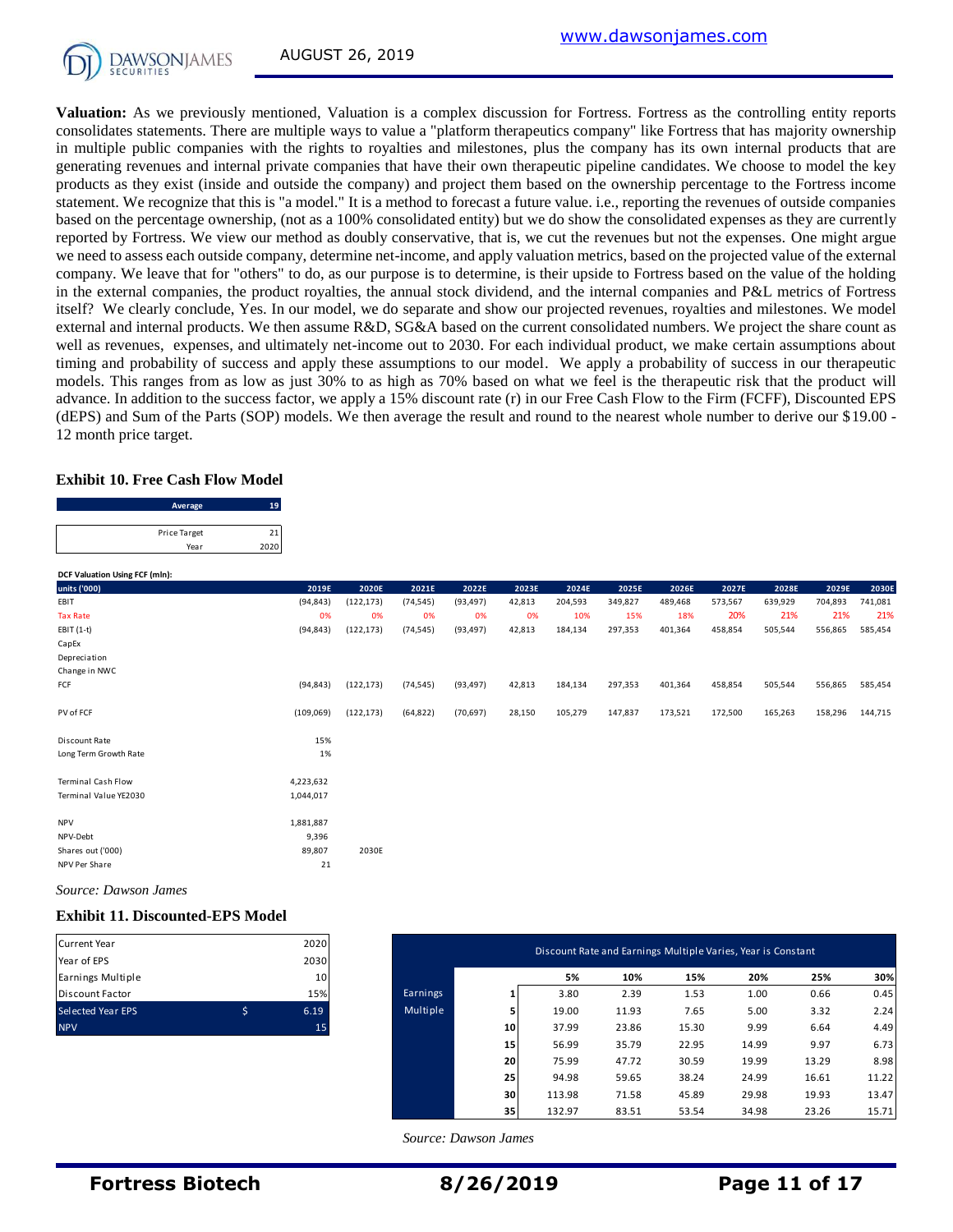**Valuation:** As we previously mentioned, Valuation is a complex discussion for Fortress. Fortress as the controlling entity reports consolidates statements. There are multiple ways to value a "platform therapeutics company" like Fortress that has majority ownership in multiple public companies with the rights to royalties and milestones, plus the company has its own internal products that are generating revenues and internal private companies that have their own therapeutic pipeline candidates. We choose to model the key products as they exist (inside and outside the company) and project them based on the ownership percentage to the Fortress income statement. We recognize that this is "a model." It is a method to forecast a future value. i.e., reporting the revenues of outside companies based on the percentage ownership, (not as a 100% consolidated entity) but we do show the consolidated expenses as they are currently reported by Fortress. We view our method as doubly conservative, that is, we cut the revenues but not the expenses. One might argue we need to assess each outside company, determine net-income, and apply valuation metrics, based on the projected value of the external company. We leave that for "others" to do, as our purpose is to determine, is their upside to Fortress based on the value of the holding in the external companies, the product royalties, the annual stock dividend, and the internal companies and P&L metrics of Fortress itself? We clearly conclude, Yes. In our model, we do separate and show our projected revenues, royalties and milestones. We model external and internal products. We then assume R&D, SG&A based on the current consolidated numbers. We project the share count as well as revenues, expenses, and ultimately net-income out to 2030. For each individual product, we make certain assumptions about timing and probability of success and apply these assumptions to our model. We apply a probability of success in our therapeutic models. This ranges from as low as just 30% to as high as 70% based on what we feel is the therapeutic risk that the product will advance. In addition to the success factor, we apply a 15% discount rate (r) in our Free Cash Flow to the Firm (FCFF), Discounted EPS (dEPS) and Sum of the Parts (SOP) models. We then average the result and round to the nearest whole number to derive our $19.00 - 12 month price target.

### Exhibit 10. Free Cash Flow Model

| Average | 19 |
|---|---|
| Price Target | 21 |
| Year | 2020 |

**DCF Valuation Using FCF (mln):**

| units ('000) | 2019E | 2020E | 2021E | 2022E | 2023E | 2024E | 2025E | 2026E | 2027E | 2028E | 2029E | 2030E |
|---|---|---|---|---|---|---|---|---|---|---|---|---|
| EBIT | (94,843) | (122,173) | (74,545) | (93,497) | 42,813 | 204,593 | 349,827 | 489,468 | 573,567 | 639,929 | 704,893 | 741,081 |
| Tax Rate | 0% | 0% | 0% | 0% | 0% | 10% | 15% | 18% | 20% | 21% | 21% | 21% |
| EBIT (1-t) | (94,843) | (122,173) | (74,545) | (93,497) | 42,813 | 184,134 | 297,353 | 401,364 | 458,854 | 505,544 | 556,865 | 585,454 |
| CapEx | | | | | | | | | | | | |
| Depreciation | | | | | | | | | | | | |
| Change in NWC | | | | | | | | | | | | |
| FCF | (94,843) | (122,173) | (74,545) | (93,497) | 42,813 | 184,134 | 297,353 | 401,364 | 458,854 | 505,544 | 556,865 | 585,454 |
| PV of FCF | (109,069) | (122,173) | (64,822) | (70,697) | 28,150 | 105,279 | 147,837 | 173,521 | 172,500 | 165,263 | 158,296 | 144,715 |
| Discount Rate | 15% | | | | | | | | | | | |
| Long Term Growth Rate | 1% | | | | | | | | | | | |
| Terminal Cash Flow | 4,223,632 | | | | | | | | | | | |
| Terminal Value YE2030 | 1,044,017 | | | | | | | | | | | |
| NPV | 1,881,887 | | | | | | | | | | | |
| NPV-Debt | 9,396 | | | | | | | | | | | |
| Shares out ('000) | 89,807 | 2030E | | | | | | | | | | |
| NPV Per Share | 21 | | | | | | | | | | | |

*Source: Dawson James*

### Exhibit 11. Discounted-EPS Model

| | | |
|---|---|---|
| Current Year | | 2020 |
| Year of EPS | | 2030 |
| Earnings Multiple | | 10 |
| Discount Factor | | 15% |
| Selected Year EPS | $ | 6.19 |
| NPV | | 15 |

Discount Rate and Earnings Multiple Varies, Year is Constant

| | | 5% | 10% | 15% | 20% | 25% | 30% |
|---|---|---|---|---|---|---|---|
| Earnings Multiple | 1 | 3.80 | 2.39 | 1.53 | 1.00 | 0.66 | 0.45 |
| | 5 | 19.00 | 11.93 | 7.65 | 5.00 | 3.32 | 2.24 |
| | 10 | 37.99 | 23.86 | 15.30 | 9.99 | 6.64 | 4.49 |
| | 15 | 56.99 | 35.79 | 22.95 | 14.99 | 9.97 | 6.73 |
| | 20 | 75.99 | 47.72 | 30.59 | 19.99 | 13.29 | 8.98 |
| | 25 | 94.98 | 59.65 | 38.24 | 24.99 | 16.61 | 11.22 |
| | 30 | 113.98 | 71.58 | 45.89 | 29.98 | 19.93 | 13.47 |
| | 35 | 132.97 | 83.51 | 53.54 | 34.98 | 23.26 | 15.71 |

*Source: Dawson James*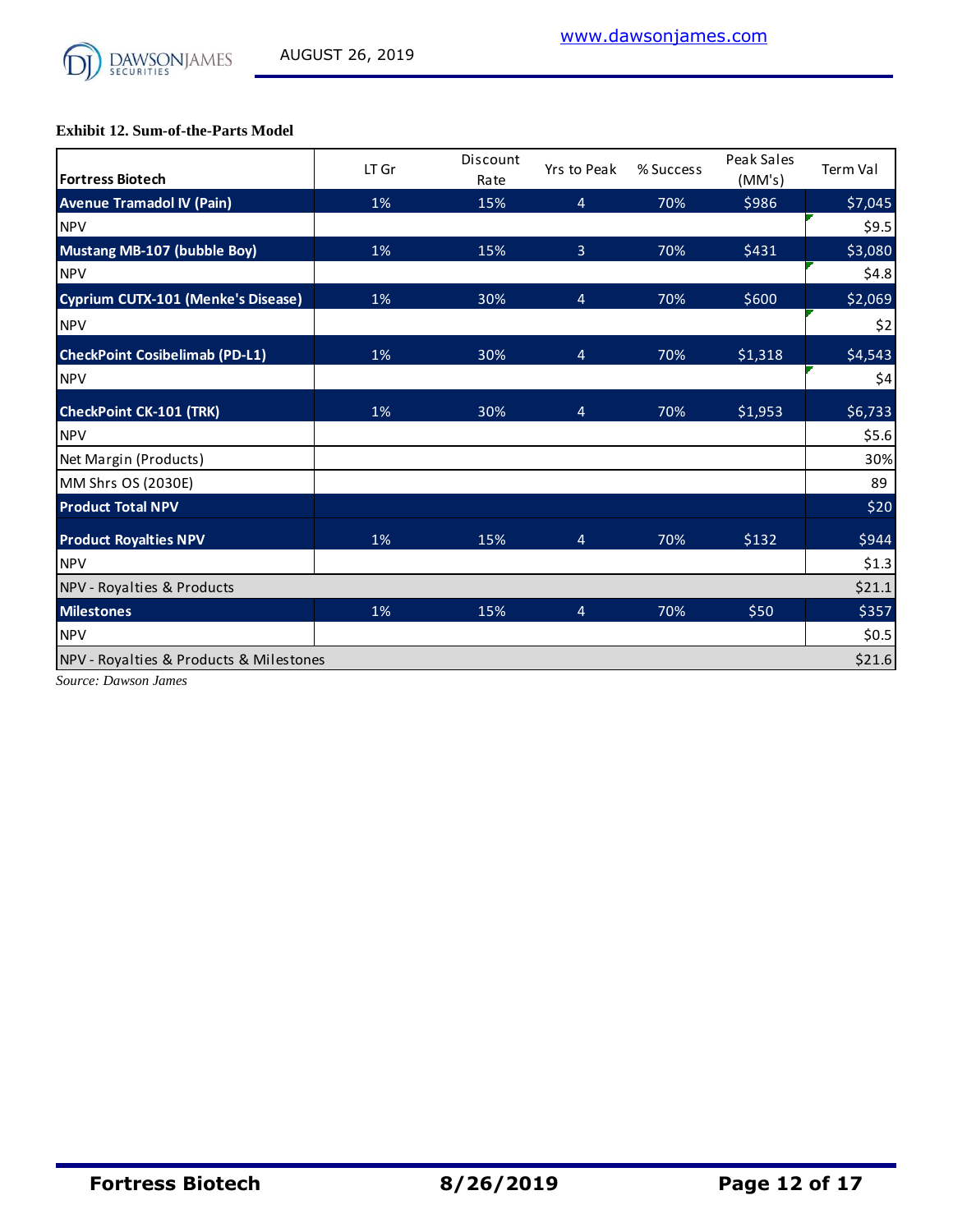**Exhibit 12. Sum-of-the-Parts Model**

| Fortress Biotech | LT Gr | Discount Rate | Yrs to Peak | % Success | Peak Sales (MM's) | Term Val |
|---|---|---|---|---|---|---|
| **Avenue Tramadol IV (Pain)** | 1% | 15% | 4 | 70% | $986 | $7,045 |
| NPV | | | | | | $9.5 |
| **Mustang MB-107 (bubble Boy)** | 1% | 15% | 3 | 70% | $431 | $3,080 |
| NPV | | | | | | $4.8 |
| **Cyprium CUTX-101 (Menke's Disease)** | 1% | 30% | 4 | 70% | $600 | $2,069 |
| NPV | | | | | | $2 |
| **CheckPoint Cosibelimab (PD-L1)** | 1% | 30% | 4 | 70% | $1,318 | $4,543 |
| NPV | | | | | | $4 |
| **CheckPoint CK-101 (TRK)** | 1% | 30% | 4 | 70% | $1,953 | $6,733 |
| NPV | | | | | | $5.6 |
| Net Margin (Products) | | | | | | 30% |
| MM Shrs OS (2030E) | | | | | | 89 |
| **Product Total NPV** | | | | | | $20 |
| **Product Royalties NPV** | 1% | 15% | 4 | 70% | $132 | $944 |
| NPV | | | | | | $1.3 |
| NPV - Royalties & Products | | | | | | $21.1 |
| **Milestones** | 1% | 15% | 4 | 70% | $50 | $357 |
| NPV | | | | | | $0.5 |
| NPV - Royalties & Products & Milestones | | | | | | $21.6 |

*Source: Dawson James*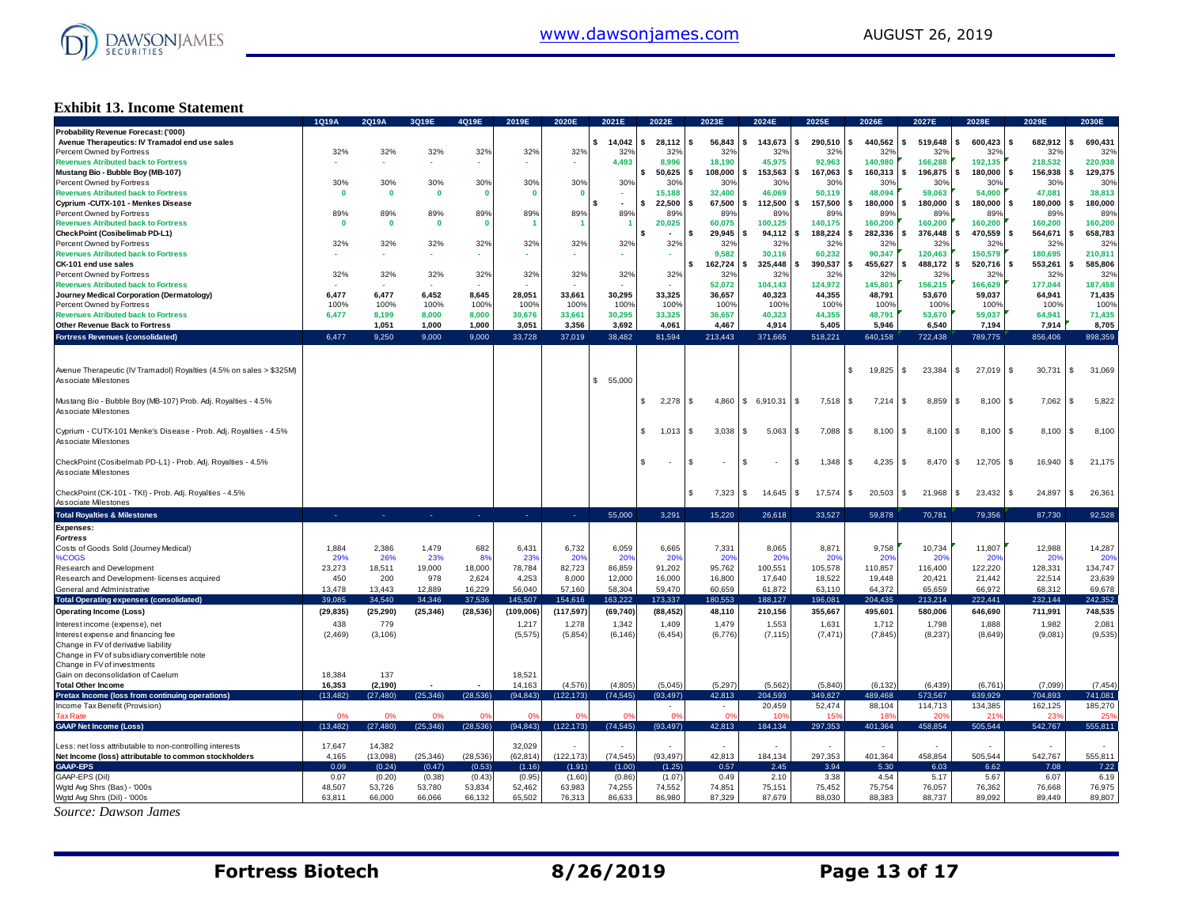## Exhibit 13. Income Statement

| | 1Q19A | 2Q19A | 3Q19E | 4Q19E | 2019E | 2020E | 2021E | 2022E | 2023E | 2024E | 2025E | 2026E | 2027E | 2028E | 2029E | 2030E |
|---|---|---|---|---|---|---|---|---|---|---|---|---|---|---|---|---|
| **Probability Revenue Forecast: ('000)** | | | | | | | | | | | | | | | | |
| **Avenue Therapeutics: IV Tramadol end use sales** | | | | | | | $ 14,042 | $ 28,112 | $ 56,843 | $ 143,673 | $ 290,510 | $ 440,562 | $ 519,648 | $ 600,423 | $ 682,912 | $ 690,431 |
| Percent Owned by Fortress | 32% | 32% | 32% | 32% | 32% | 32% | 32% | 32% | 32% | 32% | 32% | 32% | 32% | 32% | 32% | 32% |
| **Revenues Atributed back to Fortress** | - | - | - | - | - | - | 4,493 | 8,996 | 18,190 | 45,975 | 92,963 | 140,980 | 166,288 | 192,135 | 218,532 | 220,938 |
| **Mustang Bio - Bubble Boy (MB-107)** | | | | | | | | $ 50,625 | $ 108,000 | $ 153,563 | $ 167,063 | $ 160,313 | $ 196,875 | $ 180,000 | $ 156,938 | $ 129,375 |
| Percent Owned by Fortress | 30% | 30% | 30% | 30% | 30% | 30% | 30% | 30% | 30% | 30% | 30% | 30% | 30% | 30% | 30% | 30% |
| **Revenues Atributed back to Fortress** | 0 | 0 | 0 | 0 | 0 | 0 | - | 15,188 | 32,400 | 46,069 | 50,119 | 48,094 | 59,063 | 54,000 | 47,081 | 38,813 |
| **Cyprium -CUTX-101 - Menkes Disease** | | | | | | | $ - | $ 22,500 | $ 67,500 | $ 112,500 | $ 157,500 | $ 180,000 | $ 180,000 | $ 180,000 | $ 180,000 | $ 180,000 |
| Percent Owned by Fortress | 89% | 89% | 89% | 89% | 89% | 89% | 89% | 89% | 89% | 89% | 89% | 89% | 89% | 89% | 89% | 89% |
| **Revenues Atributed back to Fortress** | 0 | 0 | 0 | 0 | 1 | 1 | 1 | 20,025 | 60,075 | 100,125 | 140,175 | 160,200 | 160,200 | 160,200 | 160,200 | 160,200 |
| **CheckPoint (Cosibelimab PD-L1)** | | | | | | | | $ - | $ 29,945 | $ 94,112 | $ 188,224 | $ 282,336 | $ 376,448 | $ 470,559 | $ 564,671 | $ 658,783 |
| Percent Owned by Fortress | 32% | 32% | 32% | 32% | 32% | 32% | 32% | 32% | 32% | 32% | 32% | 32% | 32% | 32% | 32% | 32% |
| **Revenues Atributed back to Fortress** | - | - | - | - | - | - | - | - | 9,582 | 30,116 | 60,232 | 90,347 | 120,463 | 150,579 | 180,695 | 210,811 |
| **CK-101 end use sales** | | | | | | | | | $ 162,724 | $ 325,448 | $ 390,537 | $ 455,627 | $ 488,172 | $ 520,716 | $ 553,261 | $ 585,806 |
| Percent Owned by Fortress | 32% | 32% | 32% | 32% | 32% | 32% | 32% | 32% | 32% | 32% | 32% | 32% | 32% | 32% | 32% | 32% |
| **Revenues Atributed back to Fortress** | - | - | - | - | - | - | - | - | 52,072 | 104,143 | 124,972 | 145,801 | 156,215 | 166,629 | 177,044 | 187,458 |
| **Journey Medical Corporation (Dermatology)** | 6,477 | 6,477 | 6,452 | 8,645 | 28,051 | 33,661 | 30,295 | 33,325 | 36,657 | 40,323 | 44,355 | 48,791 | 53,670 | 59,037 | 64,941 | 71,435 |
| Percent Owned by Fortress | 100% | 100% | 100% | 100% | 100% | 100% | 100% | 100% | 100% | 100% | 100% | 100% | 100% | 100% | 100% | 100% |
| **Revenues Atributed back to Fortress** | 6,477 | 8,199 | 8,000 | 8,000 | 30,676 | 33,661 | 30,295 | 33,325 | 36,657 | 40,323 | 44,355 | 48,791 | 53,670 | 59,037 | 64,941 | 71,435 |
| **Other Revenue Back to Fortress** | | 1,051 | 1,000 | 1,000 | 3,051 | 3,356 | 3,692 | 4,061 | 4,467 | 4,914 | 5,405 | 5,946 | 6,540 | 7,194 | 7,914 | 8,705 |
| **Fortress Revenues (consolidated)** | 6,477 | 9,250 | 9,000 | 9,000 | 33,728 | 37,019 | 38,482 | 81,594 | 213,443 | 371,665 | 518,221 | 640,158 | 722,438 | 789,775 | 856,406 | 898,359 |
| | | | | | | | | | | | | | | | | |
| Avenue Therapeutic (IV Tramadol) Royalties (4.5% on sales > $325M) | | | | | | | | | | | | $ 19,825 | $ 23,384 | $ 27,019 | $ 30,731 | $ 31,069 |
| Associate Milestones | | | | | | | $ 55,000 | | | | | | | | | |
| Mustang Bio - Bubble Boy (MB-107) Prob. Adj. Royalties - 4.5% | | | | | | | | $ 2,278 | $ 4,860 | $ 6,910.31 | $ 7,518 | $ 7,214 | $ 8,859 | $ 8,100 | $ 7,062 | $ 5,822 |
| Associate Milestones | | | | | | | | | | | | | | | | |
| Cyprium - CUTX-101 Menke's Disease - Prob. Adj. Royalties - 4.5% | | | | | | | | $ 1,013 | $ 3,038 | $ 5,063 | $ 7,088 | $ 8,100 | $ 8,100 | $ 8,100 | $ 8,100 | $ 8,100 |
| Associate Milestones | | | | | | | | | | | | | | | | |
| CheckPoint (Cosibelmab PD-L1) - Prob. Adj. Royalties - 4.5% | | | | | | | | $ - | $ - | $ - | $ 1,348 | $ 4,235 | $ 8,470 | $ 12,705 | $ 16,940 | $ 21,175 |
| Associate Milestones | | | | | | | | | | | | | | | | |
| CheckPoint (CK-101 - TKI) - Prob. Adj. Royalties - 4.5% | | | | | | | | | $ 7,323 | $ 14,645 | $ 17,574 | $ 20,503 | $ 21,968 | $ 23,432 | $ 24,897 | $ 26,361 |
| Associate Milestones | | | | | | | | | | | | | | | | |
| **Total Royalties & Milestones** | - | - | - | - | - | - | 55,000 | 3,291 | 15,220 | 26,618 | 33,527 | 59,878 | 70,781 | 79,356 | 87,730 | 92,528 |
| **Expenses:** | | | | | | | | | | | | | | | | |
| ***Fortress*** | | | | | | | | | | | | | | | | |
| Costs of Goods Sold (Journey Medical) | 1,884 | 2,386 | 1,479 | 682 | 6,431 | 6,732 | 6,059 | 6,665 | 7,331 | 8,065 | 8,871 | 9,758 | 10,734 | 11,807 | 12,988 | 14,287 |
| %COGS | 29% | 26% | 23% | 8% | 23% | 20% | 20% | 20% | 20% | 20% | 20% | 20% | 20% | 20% | 20% | 20% |
| Research and Development | 23,273 | 18,511 | 19,000 | 18,000 | 78,784 | 82,723 | 86,859 | 91,202 | 95,762 | 100,551 | 105,578 | 110,857 | 116,400 | 122,220 | 128,331 | 134,747 |
| Research and Development- licenses acquired | 450 | 200 | 978 | 2,624 | 4,253 | 8,000 | 12,000 | 16,000 | 16,800 | 17,640 | 18,522 | 19,448 | 20,421 | 21,442 | 22,514 | 23,639 |
| General and Administrative | 13,478 | 13,443 | 12,889 | 16,229 | 56,040 | 57,160 | 58,304 | 59,470 | 60,659 | 61,872 | 63,110 | 64,372 | 65,659 | 66,972 | 68,312 | 69,678 |
| **Total Operating expenses (consolidated)** | 39,085 | 34,540 | 34,346 | 37,536 | 145,507 | 154,616 | 163,222 | 173,337 | 180,553 | 188,127 | 196,081 | 204,435 | 213,214 | 222,441 | 232,144 | 242,352 |
| **Operating Income (Loss)** | (29,835) | (25,290) | (25,346) | (28,536) | (109,006) | (117,597) | (69,740) | (88,452) | 48,110 | 210,156 | 355,667 | 495,601 | 580,006 | 646,690 | 711,991 | 748,535 |
| Interest income (expense), net | 438 | 779 | | | 1,217 | 1,278 | 1,342 | 1,409 | 1,479 | 1,553 | 1,631 | 1,712 | 1,798 | 1,888 | 1,982 | 2,081 |
| Interest expense and financing fee | (2,469) | (3,106) | | | (5,575) | (5,854) | (6,146) | (6,454) | (6,776) | (7,115) | (7,471) | (7,845) | (8,237) | (8,649) | (9,081) | (9,535) |
| Change in FV of derivative liability | | | | | | | | | | | | | | | | |
| Change in FV of subsidiary convertible note | | | | | | | | | | | | | | | | |
| Change in FV of investments | | | | | | | | | | | | | | | | |
| Gain on deconsolidation of Caelum | 18,384 | 137 | | | 18,521 | | | | | | | | | | | |
| **Total Other Income** | 16,353 | (2,190) | - | - | 14,163 | (4,576) | (4,805) | (5,045) | (5,297) | (5,562) | (5,840) | (6,132) | (6,439) | (6,761) | (7,099) | (7,454) |
| **Pretax Income (loss from continuing operations)** | (13,482) | (27,480) | (25,346) | (28,536) | (94,843) | (122,173) | (74,545) | (93,497) | 42,813 | 204,593 | 349,827 | 489,468 | 573,567 | 639,929 | 704,893 | 741,081 |
| Income Tax Benefit (Provision) | | | | | | | | - | - | 20,459 | 52,474 | 88,104 | 114,713 | 134,385 | 162,125 | 185,270 |
| Tax Rate | 0% | 0% | 0% | 0% | 0% | 0% | 0% | 0% | 0% | 10% | 15% | 18% | 20% | 21% | 23% | 25% |
| **GAAP Net Income (Loss)** | (13,482) | (27,480) | (25,346) | (28,536) | (94,843) | (122,173) | (74,545) | (93,497) | 42,813 | 184,134 | 297,353 | 401,364 | 458,854 | 505,544 | 542,767 | 555,811 |
| | | | | | | | | | | | | | | | | |
| Less: net loss attributable to non-controlling interests | 17,647 | 14,382 | | | 32,029 | - | - | - | - | - | - | - | - | - | - | - |
| **Net Income (loss) attributable to common stockholders** | 4,165 | (13,098) | (25,346) | (28,536) | (62,814) | (122,173) | (74,545) | (93,497) | 42,813 | 184,134 | 297,353 | 401,364 | 458,854 | 505,544 | 542,767 | 555,811 |
| **GAAP-EPS** | 0.09 | (0.24) | (0.47) | (0.53) | (1.16) | (1.91) | (1.00) | (1.25) | 0.57 | 2.45 | 3.94 | 5.30 | 6.03 | 6.62 | 7.08 | 7.22 |
| GAAP-EPS (Dil) | 0.07 | (0.20) | (0.38) | (0.43) | (0.95) | (1.60) | (0.86) | (1.07) | 0.49 | 2.10 | 3.38 | 4.54 | 5.17 | 5.67 | 6.07 | 6.19 |
| Wgtd Avg Shrs (Bas) - '000s | 48,507 | 53,726 | 53,780 | 53,834 | 52,462 | 63,983 | 74,255 | 74,552 | 74,851 | 75,151 | 75,452 | 75,754 | 76,057 | 76,362 | 76,668 | 76,975 |
| Wgtd Avg Shrs (Dil) - '000s | 63,811 | 66,000 | 66,066 | 66,132 | 65,502 | 76,313 | 86,633 | 86,980 | 87,329 | 87,679 | 88,030 | 88,383 | 88,737 | 89,092 | 89,449 | 89,807 |

*Source: Dawson James*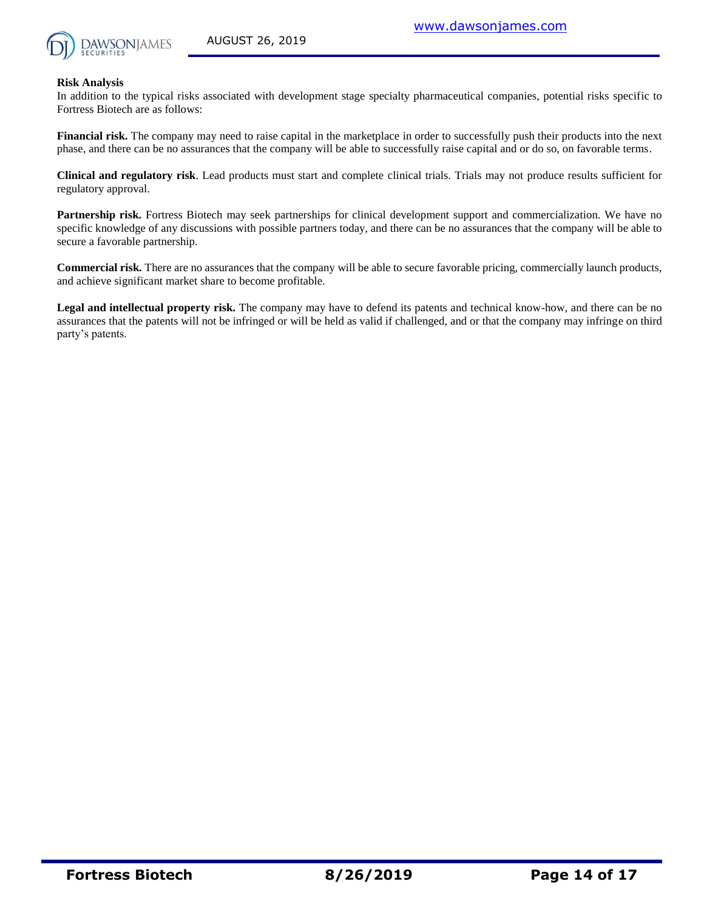**Risk Analysis**

In addition to the typical risks associated with development stage specialty pharmaceutical companies, potential risks specific to Fortress Biotech are as follows:

**Financial risk.** The company may need to raise capital in the marketplace in order to successfully push their products into the next phase, and there can be no assurances that the company will be able to successfully raise capital and or do so, on favorable terms.

**Clinical and regulatory risk**. Lead products must start and complete clinical trials. Trials may not produce results sufficient for regulatory approval.

**Partnership risk.** Fortress Biotech may seek partnerships for clinical development support and commercialization. We have no specific knowledge of any discussions with possible partners today, and there can be no assurances that the company will be able to secure a favorable partnership.

**Commercial risk.** There are no assurances that the company will be able to secure favorable pricing, commercially launch products, and achieve significant market share to become profitable.

**Legal and intellectual property risk.** The company may have to defend its patents and technical know-how, and there can be no assurances that the patents will not be infringed or will be held as valid if challenged, and or that the company may infringe on third party's patents.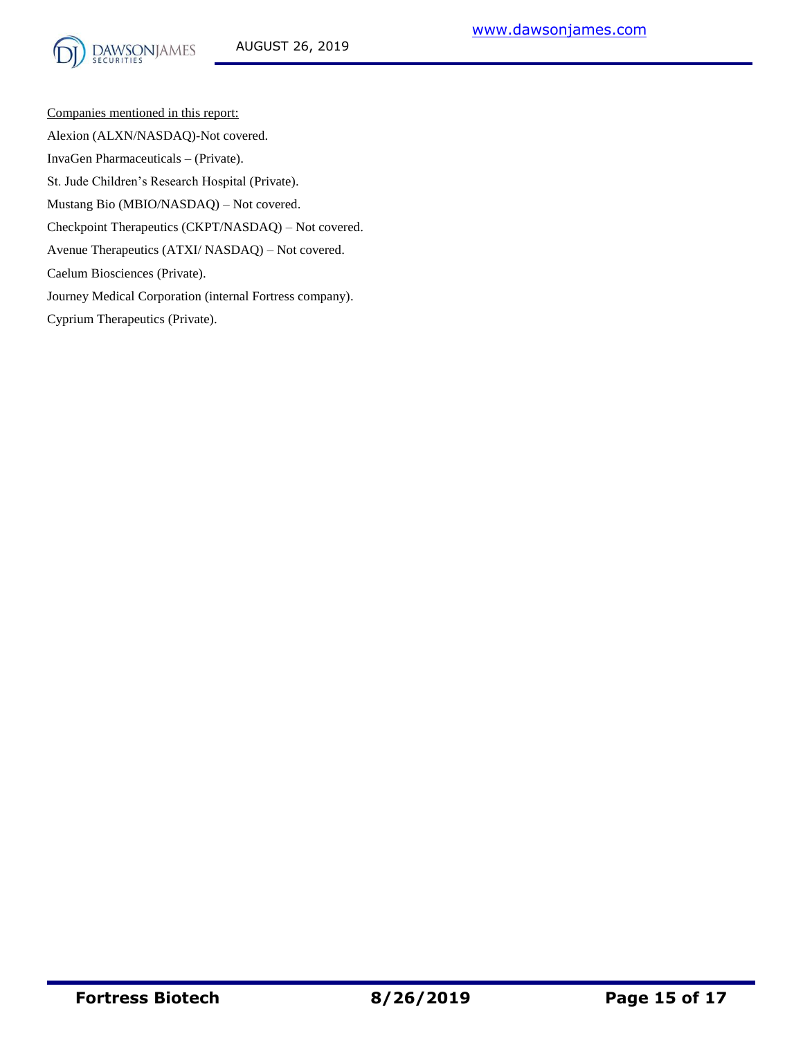<u>Companies mentioned in this report:</u>

Alexion (ALXN/NASDAQ)-Not covered.

InvaGen Pharmaceuticals – (Private).

St. Jude Children's Research Hospital (Private).

Mustang Bio (MBIO/NASDAQ) – Not covered.

Checkpoint Therapeutics (CKPT/NASDAQ) – Not covered.

Avenue Therapeutics (ATXI/ NASDAQ) – Not covered.

Caelum Biosciences (Private).

Journey Medical Corporation (internal Fortress company).

Cyprium Therapeutics (Private).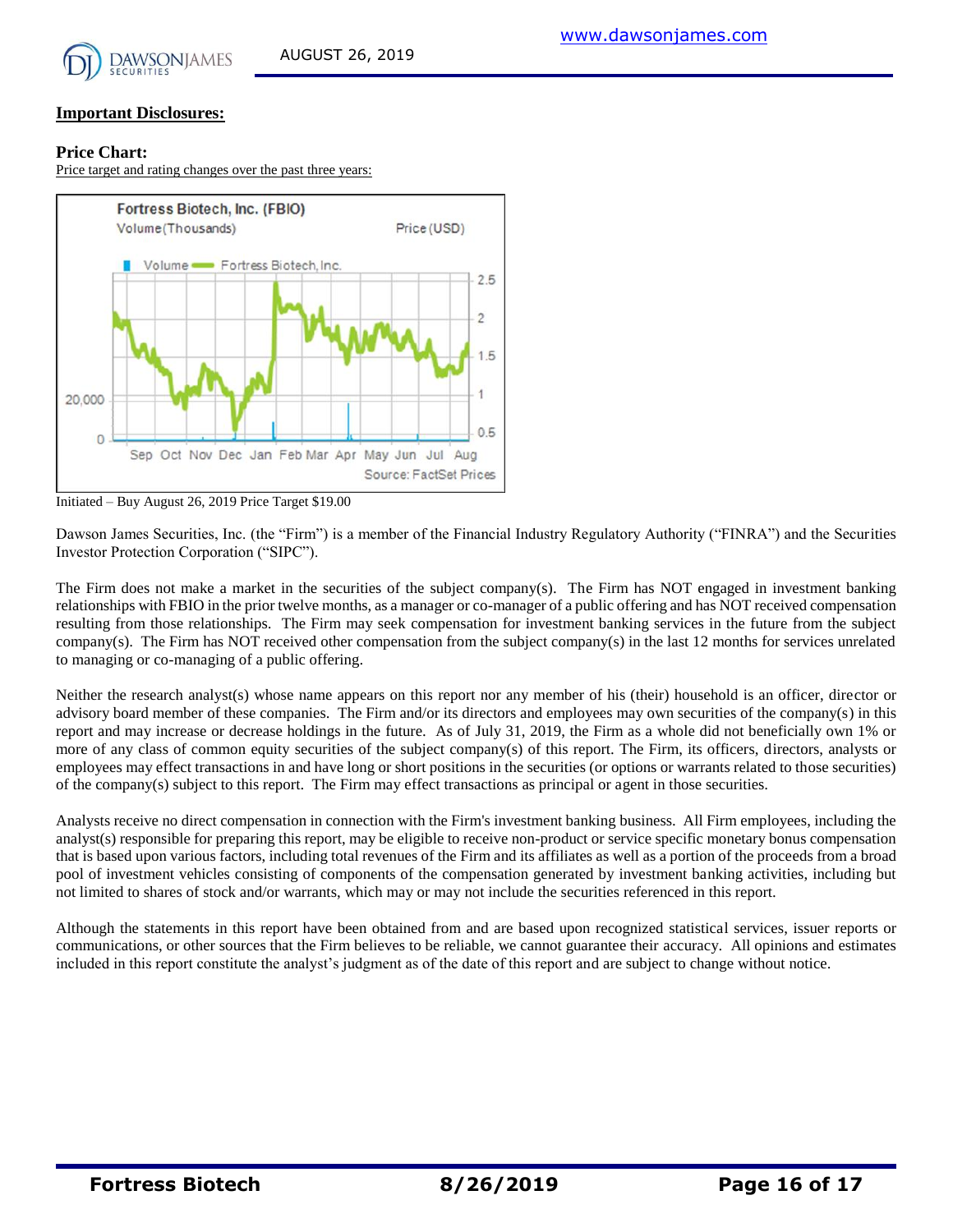## Important Disclosures:

### Price Chart:

Price target and rating changes over the past three years:

Initiated – Buy August 26, 2019 Price Target $19.00

Dawson James Securities, Inc. (the "Firm") is a member of the Financial Industry Regulatory Authority ("FINRA") and the Securities Investor Protection Corporation ("SIPC").

The Firm does not make a market in the securities of the subject company(s). The Firm has NOT engaged in investment banking relationships with FBIO in the prior twelve months, as a manager or co-manager of a public offering and has NOT received compensation resulting from those relationships. The Firm may seek compensation for investment banking services in the future from the subject company(s). The Firm has NOT received other compensation from the subject company(s) in the last 12 months for services unrelated to managing or co-managing of a public offering.

Neither the research analyst(s) whose name appears on this report nor any member of his (their) household is an officer, director or advisory board member of these companies. The Firm and/or its directors and employees may own securities of the company(s) in this report and may increase or decrease holdings in the future. As of July 31, 2019, the Firm as a whole did not beneficially own 1% or more of any class of common equity securities of the subject company(s) of this report. The Firm, its officers, directors, analysts or employees may effect transactions in and have long or short positions in the securities (or options or warrants related to those securities) of the company(s) subject to this report. The Firm may effect transactions as principal or agent in those securities.

Analysts receive no direct compensation in connection with the Firm's investment banking business. All Firm employees, including the analyst(s) responsible for preparing this report, may be eligible to receive non-product or service specific monetary bonus compensation that is based upon various factors, including total revenues of the Firm and its affiliates as well as a portion of the proceeds from a broad pool of investment vehicles consisting of components of the compensation generated by investment banking activities, including but not limited to shares of stock and/or warrants, which may or may not include the securities referenced in this report.

Although the statements in this report have been obtained from and are based upon recognized statistical services, issuer reports or communications, or other sources that the Firm believes to be reliable, we cannot guarantee their accuracy. All opinions and estimates included in this report constitute the analyst's judgment as of the date of this report and are subject to change without notice.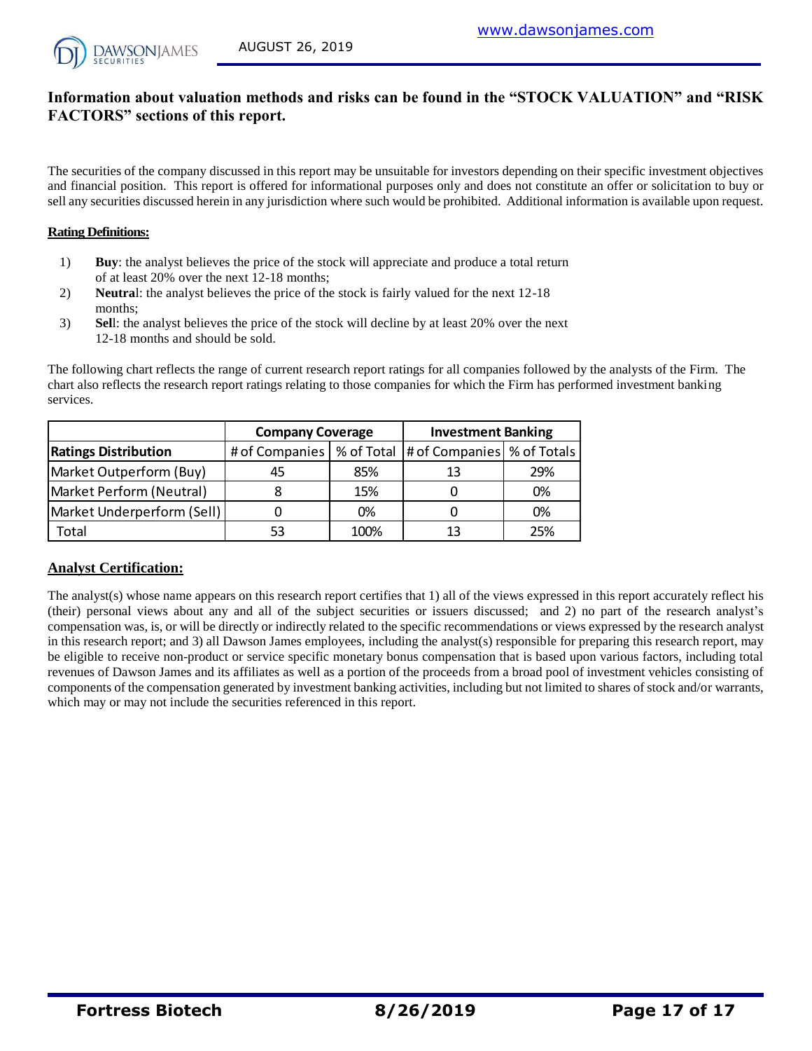**Information about valuation methods and risks can be found in the "STOCK VALUATION" and "RISK FACTORS" sections of this report.**

The securities of the company discussed in this report may be unsuitable for investors depending on their specific investment objectives and financial position. This report is offered for informational purposes only and does not constitute an offer or solicitation to buy or sell any securities discussed herein in any jurisdiction where such would be prohibited. Additional information is available upon request.

**Rating Definitions:**

1) **Buy**: the analyst believes the price of the stock will appreciate and produce a total return of at least 20% over the next 12-18 months;
2) **Neutra**l: the analyst believes the price of the stock is fairly valued for the next 12-18 months;
3) **Sel**l: the analyst believes the price of the stock will decline by at least 20% over the next 12-18 months and should be sold.

The following chart reflects the range of current research report ratings for all companies followed by the analysts of the Firm. The chart also reflects the research report ratings relating to those companies for which the Firm has performed investment banking services.

| | Company Coverage | | Investment Banking | |
|---|---|---|---|---|
| **Ratings Distribution** | # of Companies | % of Total | # of Companies | % of Totals |
| Market Outperform (Buy) | 45 | 85% | 13 | 29% |
| Market Perform (Neutral) | 8 | 15% | 0 | 0% |
| Market Underperform (Sell) | 0 | 0% | 0 | 0% |
| Total | 53 | 100% | 13 | 25% |

**Analyst Certification:**

The analyst(s) whose name appears on this research report certifies that 1) all of the views expressed in this report accurately reflect his (their) personal views about any and all of the subject securities or issuers discussed; and 2) no part of the research analyst's compensation was, is, or will be directly or indirectly related to the specific recommendations or views expressed by the research analyst in this research report; and 3) all Dawson James employees, including the analyst(s) responsible for preparing this research report, may be eligible to receive non-product or service specific monetary bonus compensation that is based upon various factors, including total revenues of Dawson James and its affiliates as well as a portion of the proceeds from a broad pool of investment vehicles consisting of components of the compensation generated by investment banking activities, including but not limited to shares of stock and/or warrants, which may or may not include the securities referenced in this report.